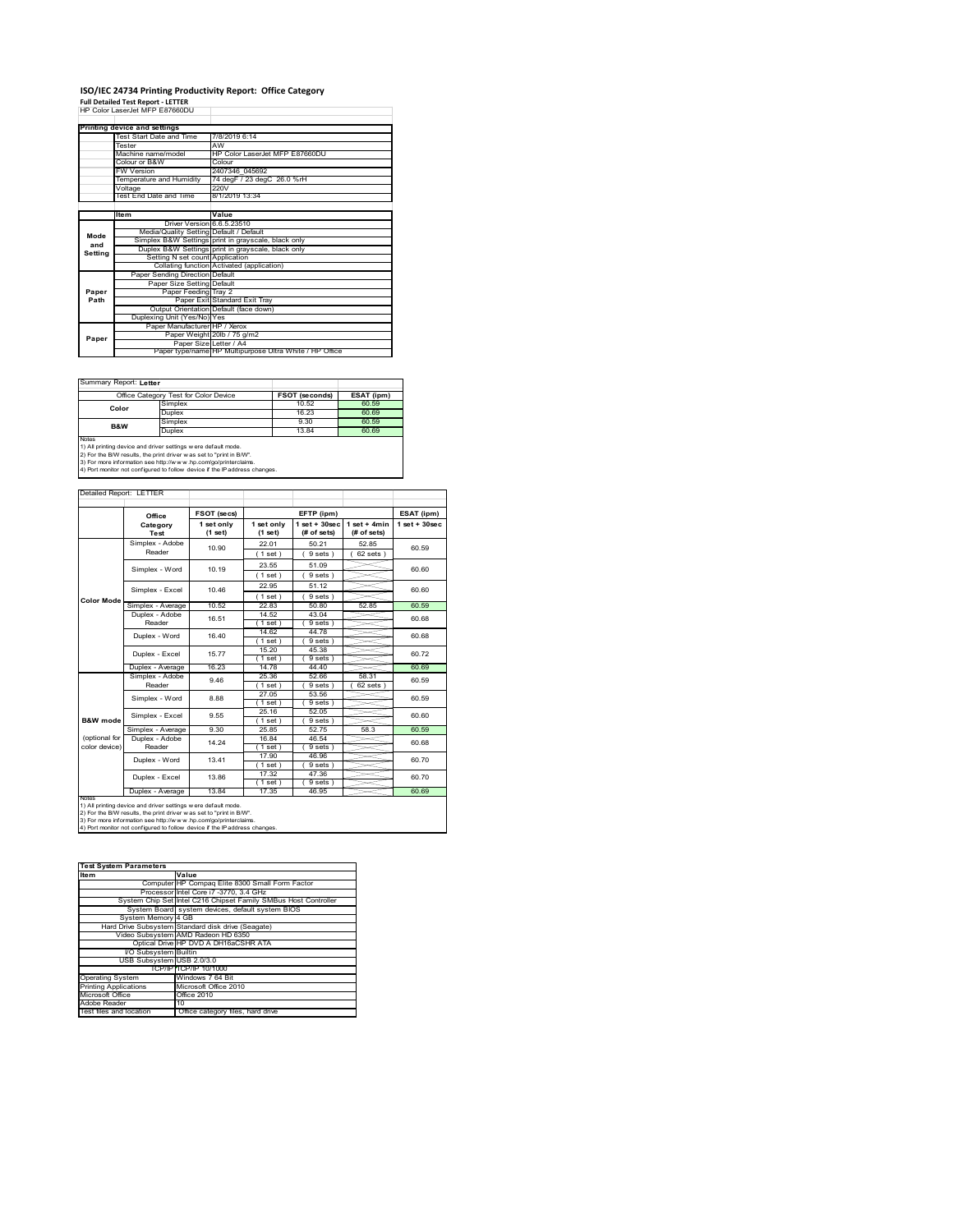# ISO/IEC 24734 Printing Productivity Report: Office Category

**Full Detailed Test Report - LETTER**

HP Color LaserJet MFP E87660DU

| Printing device and settings | |
|---|---|
| Test Start Date and Time | 7/8/2019 6:14 |
| Tester | AW |
| Machine name/model | HP Color LaserJet MFP E87660DU |
| Colour or B&W | Colour |
| FW Version | 2407346_045692 |
| Temperature and Humidity | 74 degF / 23 degC 26.0 %rH |
| Voltage | 220V |
| Test End Date and Time | 8/1/2019 13:34 |

| | Item | Value |
|---|---|---|
| Mode and Setting | Driver Version | 6.6.5.23510 |
| | Media/Quality Setting | Default / Default |
| | Simplex B&W Settings | print in grayscale, black only |
| | Duplex B&W Settings | print in grayscale, black only |
| | Setting N set count | Application |
| | Collating function | Activated (application) |
| Paper Path | Paper Sending Direction | Default |
| | Paper Size Setting | Default |
| | Paper Feeding | Tray 2 |
| | Paper Exit | Standard Exit Tray |
| | Output Orientation | Default (face down) |
| | Duplexing Unit (Yes/No) | Yes |
| Paper | Paper Manufacturer | HP / Xerox |
| | Paper Weight | 20lb / 75 g/m2 |
| | Paper Size | Letter / A4 |
| | Paper type/name | HP Multipurpose Ultra White / HP Office |

Summary Report: **Letter**

| Office Category Test for Color Device | | FSOT (seconds) | ESAT (ipm) |
|---|---|---|---|
| Color | Simplex | 10.52 | 60.59 |
| | Duplex | 16.23 | 60.69 |
| B&W | Simplex | 9.30 | 60.59 |
| | Duplex | 13.84 | 60.69 |

Notes
1) All printing device and driver settings were default mode.
2) For the B/W results, the print driver was set to "print in B/W".
3) For more information see http://www.hp.com/go/printerclaims.
4) Port monitor not configured to follow device if the IP address changes.

Detailed Report: LETTER

| | Office Category Test | FSOT (secs) 1 set only (1 set) | EFTP (ipm) 1 set only (1 set) | EFTP (ipm) 1 set + 30sec (# of sets) | EFTP (ipm) 1 set + 4min (# of sets) | ESAT (ipm) 1 set + 30sec |
|---|---|---|---|---|---|---|
| Color Mode | Simplex - Adobe Reader | 10.90 | 22.01 (1 set) | 50.21 (9 sets) | 52.85 (62 sets) | 60.59 |
| | Simplex - Word | 10.19 | 23.55 (1 set) | 51.09 (9 sets) | | 60.60 |
| | Simplex - Excel | 10.46 | 22.95 (1 set) | 51.12 (9 sets) | | 60.60 |
| | Simplex - Average | 10.52 | 22.83 | 50.80 | 52.85 | 60.59 |
| | Duplex - Adobe Reader | 16.51 | 14.52 (1 set) | 43.04 (9 sets) | | 60.68 |
| | Duplex - Word | 16.40 | 14.62 (1 set) | 44.78 (9 sets) | | 60.68 |
| | Duplex - Excel | 15.77 | 15.20 (1 set) | 45.38 (9 sets) | | 60.72 |
| | Duplex - Average | 16.23 | 14.78 | 44.40 | | 60.69 |
| B&W mode (optional for color device) | Simplex - Adobe Reader | 9.46 | 25.36 (1 set) | 52.66 (9 sets) | 58.31 (62 sets) | 60.59 |
| | Simplex - Word | 8.88 | 27.05 (1 set) | 53.56 (9 sets) | | 60.59 |
| | Simplex - Excel | 9.55 | 25.16 (1 set) | 52.05 (9 sets) | | 60.60 |
| | Simplex - Average | 9.30 | 25.85 | 52.75 | 58.3 | 60.59 |
| | Duplex - Adobe Reader | 14.24 | 16.84 (1 set) | 46.54 (9 sets) | | 60.68 |
| | Duplex - Word | 13.41 | 17.90 (1 set) | 46.96 (9 sets) | | 60.70 |
| | Duplex - Excel | 13.86 | 17.32 (1 set) | 47.36 (9 sets) | | 60.70 |
| | Duplex - Average | 13.84 | 17.35 | 46.95 | | 60.69 |

Notes
1) All printing device and driver settings were default mode.
2) For the B/W results, the print driver was set to "print in B/W".
3) For more information see http://www.hp.com/go/printerclaims.
4) Port monitor not configured to follow device if the IP address changes.

| Test System Parameters | |
|---|---|
| **Item** | **Value** |
| Computer | HP Compaq Elite 8300 Small Form Factor |
| Processor | Intel Core i7 -3770, 3.4 GHz |
| System Chip Set | Intel C216 Chipset Family SMBus Host Controller |
| System Board | system devices, default system BIOS |
| System Memory | 4 GB |
| Hard Drive Subsystem | Standard disk drive (Seagate) |
| Video Subsystem | AMD Radeon HD 6350 |
| Optical Drive | HP DVD A DH16aCSHR ATA |
| I/O Subsystem | Builtin |
| USB Subsystem | USB 2.0/3.0 |
| TCP/IP | TCP/IP 10/1000 |
| Operating System | Windows 7 64 Bit |
| Printing Applications | Microsoft Office 2010 |
| Microsoft Office | Office 2010 |
| Adobe Reader | 10 |
| Test files and location | Office category files, hard drive |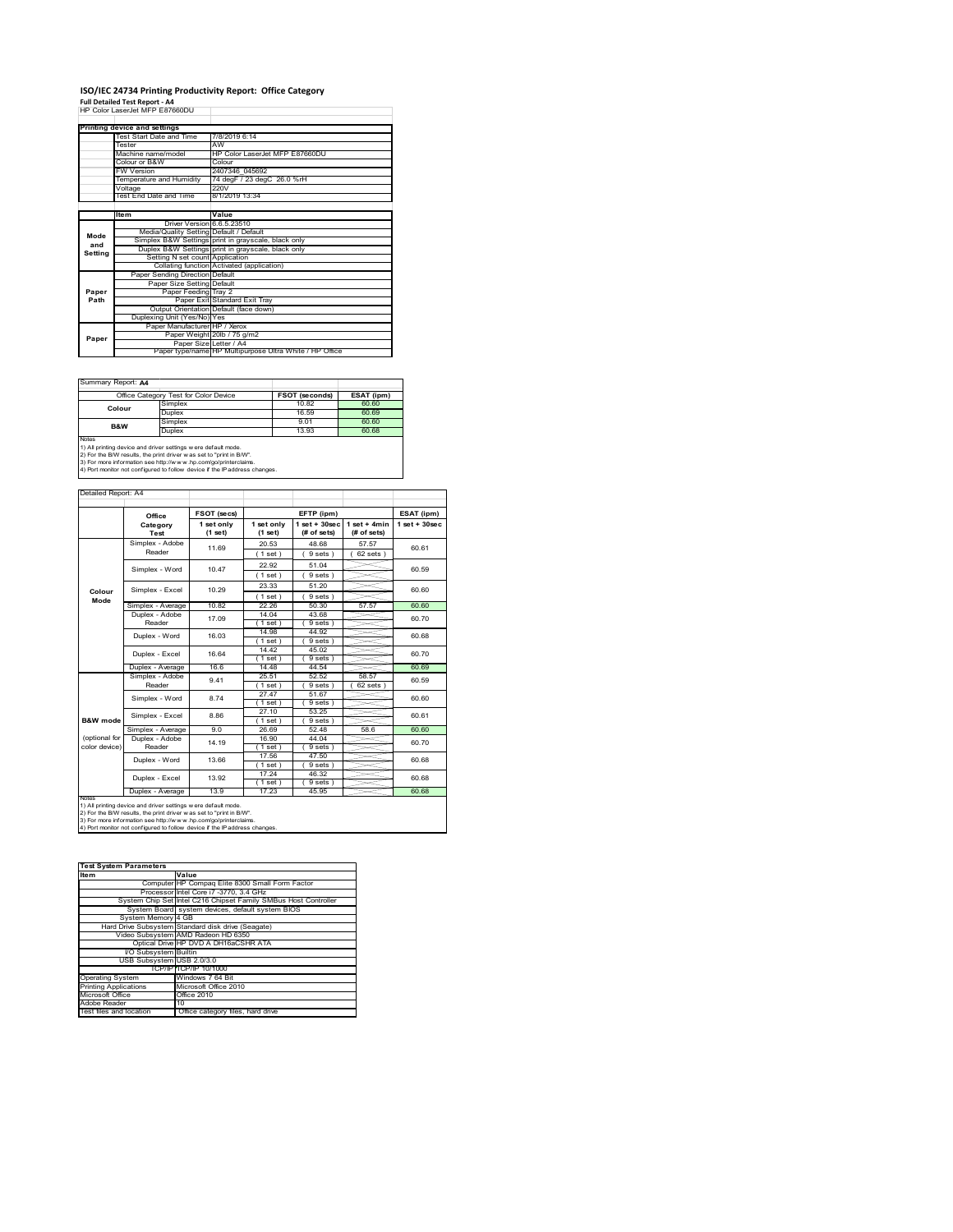# ISO/IEC 24734 Printing Productivity Report: Office Category

**Full Detailed Test Report - A4**

HP Color LaserJet MFP E87660DU

| Printing device and settings | |
|---|---|
| Test Start Date and Time | 7/8/2019 6:14 |
| Tester | AW |
| Machine name/model | HP Color LaserJet MFP E87660DU |
| Colour or B&W | Colour |
| FW Version | 2407346_045692 |
| Temperature and Humidity | 74 degF / 23 degC 26.0 %rH |
| Voltage | 220V |
| Test End Date and Time | 8/1/2019 13:34 |

| | Item | Value |
|---|---|---|
| Mode and Setting | Driver Version | 6.6.5.23510 |
| | Media/Quality Setting | Default / Default |
| | Simplex B&W Settings | print in grayscale, black only |
| | Duplex B&W Settings | print in grayscale, black only |
| | Setting N set count | Application |
| | Collating function | Activated (application) |
| Paper Path | Paper Sending Direction | Default |
| | Paper Size Setting | Default |
| | Paper Feeding | Tray 2 |
| | Paper Exit | Standard Exit Tray |
| | Output Orientation | Default (face down) |
| | Duplexing Unit (Yes/No) | Yes |
| Paper | Paper Manufacturer | HP / Xerox |
| | Paper Weight | 20lb / 75 g/m2 |
| | Paper Size | Letter / A4 |
| | Paper type/name | HP Multipurpose Ultra White / HP Office |

Summary Report: **A4**

| Office Category Test for Color Device | | FSOT (seconds) | ESAT (ipm) |
|---|---|---|---|
| Colour | Simplex | 10.82 | 60.60 |
| | Duplex | 16.59 | 60.69 |
| B&W | Simplex | 9.01 | 60.60 |
| | Duplex | 13.93 | 60.68 |

Notes
1) All printing device and driver settings were default mode.
2) For the B/W results, the print driver was set to "print in B/W".
3) For more information see http://www.hp.com/go/printerclaims.
4) Port monitor not configured to follow device if the IP address changes.

Detailed Report: A4

| | Office Category Test | FSOT (secs) 1 set only (1 set) | EFTP (ipm) 1 set only (1 set) | EFTP (ipm) 1 set + 30sec (# of sets) | EFTP (ipm) 1 set + 4min (# of sets) | ESAT (ipm) 1 set + 30sec |
|---|---|---|---|---|---|---|
| Colour Mode | Simplex - Adobe Reader | 11.69 | 20.53 (1 set) | 48.68 (9 sets) | 57.57 (62 sets) | 60.61 |
| | Simplex - Word | 10.47 | 22.92 (1 set) | 51.04 (9 sets) | | 60.59 |
| | Simplex - Excel | 10.29 | 23.33 (1 set) | 51.20 (9 sets) | | 60.60 |
| | Simplex - Average | 10.82 | 22.26 | 50.30 | 57.57 | 60.60 |
| | Duplex - Adobe Reader | 17.09 | 14.04 (1 set) | 43.68 (9 sets) | | 60.70 |
| | Duplex - Word | 16.03 | 14.98 (1 set) | 44.92 (9 sets) | | 60.68 |
| | Duplex - Excel | 16.64 | 14.42 (1 set) | 45.02 (9 sets) | | 60.70 |
| | Duplex - Average | 16.6 | 14.48 | 44.54 | | 60.69 |
| B&W mode (optional for color device) | Simplex - Adobe Reader | 9.41 | 25.51 (1 set) | 52.52 (9 sets) | 58.57 (62 sets) | 60.59 |
| | Simplex - Word | 8.74 | 27.47 (1 set) | 51.67 (9 sets) | | 60.60 |
| | Simplex - Excel | 8.86 | 27.10 (1 set) | 53.25 (9 sets) | | 60.61 |
| | Simplex - Average | 9.0 | 26.69 | 52.48 | 58.6 | 60.60 |
| | Duplex - Adobe Reader | 14.19 | 16.90 (1 set) | 44.04 (9 sets) | | 60.70 |
| | Duplex - Word | 13.66 | 17.56 (1 set) | 47.50 (9 sets) | | 60.68 |
| | Duplex - Excel | 13.92 | 17.24 (1 set) | 46.32 (9 sets) | | 60.68 |
| | Duplex - Average | 13.9 | 17.23 | 45.95 | | 60.68 |

Notes
1) All printing device and driver settings were default mode.
2) For the B/W results, the print driver was set to "print in B/W".
3) For more information see http://www.hp.com/go/printerclaims.
4) Port monitor not configured to follow device if the IP address changes.

| Test System Parameters | |
|---|---|
| Item | Value |
| Computer | HP Compaq Elite 8300 Small Form Factor |
| Processor | Intel Core i7 -3770, 3.4 GHz |
| System Chip Set | Intel C216 Chipset Family SMBus Host Controller |
| System Board | system devices, default system BIOS |
| System Memory | 4 GB |
| Hard Drive Subsystem | Standard disk drive (Seagate) |
| Video Subsystem | AMD Radeon HD 6350 |
| Optical Drive | HP DVD A DH16aCSHR ATA |
| I/O Subsystem | Builtin |
| USB Subsystem | USB 2.0/3.0 |
| TCP/IP | TCP/IP 10/1000 |
| Operating System | Windows 7 64 Bit |
| Printing Applications | Microsoft Office 2010 |
| Microsoft Office | Office 2010 |
| Adobe Reader | 10 |
| Test files and location | Office category files, hard drive |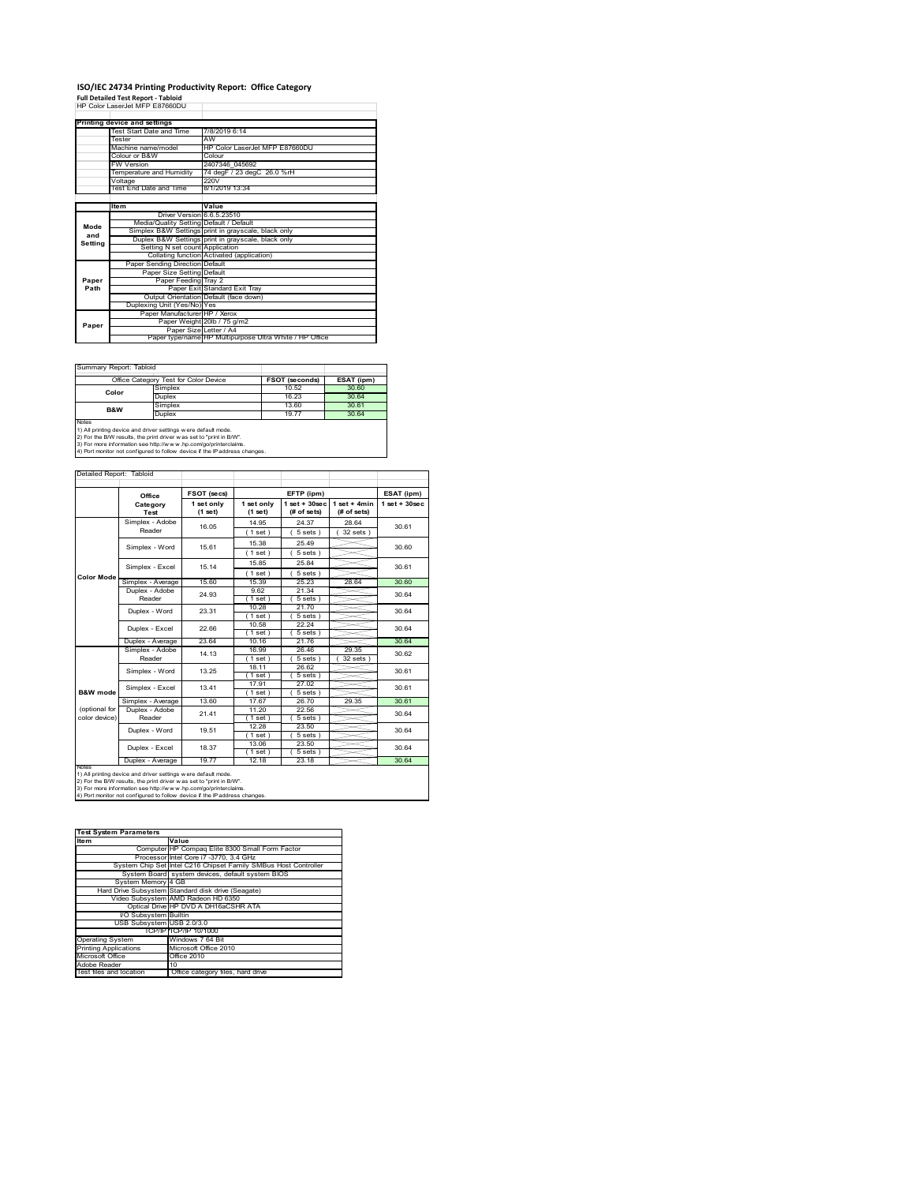# ISO/IEC 24734 Printing Productivity Report: Office Category

**Full Detailed Test Report - Tabloid**

HP Color LaserJet MFP E87660DU

| Printing device and settings | |
|---|---|
| Test Start Date and Time | 7/8/2019 6:14 |
| Tester | AW |
| Machine name/model | HP Color LaserJet MFP E87660DU |
| Colour or B&W | Colour |
| FW Version | 2407346_045692 |
| Temperature and Humidity | 74 degF / 23 degC 26.0 %rH |
| Voltage | 220V |
| Test End Date and Time | 8/1/2019 13:34 |

| | Item | Value |
|---|---|---|
| Mode and Setting | Driver Version | 6.6.5.23510 |
| | Media/Quality Setting | Default / Default |
| | Simplex B&W Settings | print in grayscale, black only |
| | Duplex B&W Settings | print in grayscale, black only |
| | Setting N set count | Application |
| | Collating function | Activated (application) |
| Paper Path | Paper Sending Direction | Default |
| | Paper Size Setting | Default |
| | Paper Feeding | Tray 2 |
| | Paper Exit | Standard Exit Tray |
| | Output Orientation | Default (face down) |
| | Duplexing Unit (Yes/No) | Yes |
| Paper | Paper Manufacturer | HP / Xerox |
| | Paper Weight | 20lb / 75 g/m2 |
| | Paper Size | Letter / A4 |
| | Paper type/name | HP Multipurpose Ultra White / HP Office |

Summary Report: Tabloid

| Office Category Test for Color Device | | FSOT (seconds) | ESAT (ipm) |
|---|---|---|---|
| Color | Simplex | 10.52 | 30.60 |
| | Duplex | 16.23 | 30.64 |
| B&W | Simplex | 13.60 | 30.61 |
| | Duplex | 19.77 | 30.64 |

Notes
1) All printing device and driver settings were default mode.
2) For the B/W results, the print driver was set to "print in B/W".
3) For more information see http://www.hp.com/go/printerclaims.
4) Port monitor not configured to follow device if the IP address changes.

Detailed Report: Tabloid

| | Office Category Test | FSOT (secs) 1 set only (1 set) | EFTP (ipm) 1 set only (1 set) | EFTP (ipm) 1 set + 30sec (# of sets) | EFTP (ipm) 1 set + 4min (# of sets) | ESAT (ipm) 1 set + 30sec |
|---|---|---|---|---|---|---|
| Color Mode | Simplex - Adobe Reader | 16.05 | 14.95 (1 set) | 24.37 (5 sets) | 28.64 (32 sets) | 30.61 |
| | Simplex - Word | 15.61 | 15.38 (1 set) | 25.49 (5 sets) | | 30.60 |
| | Simplex - Excel | 15.14 | 15.85 (1 set) | 25.84 (5 sets) | | 30.61 |
| | Simplex - Average | 15.60 | 15.39 | 25.23 | 28.64 | 30.60 |
| | Duplex - Adobe Reader | 24.93 | 9.62 (1 set) | 21.34 (5 sets) | | 30.64 |
| | Duplex - Word | 23.31 | 10.28 (1 set) | 21.70 (5 sets) | | 30.64 |
| | Duplex - Excel | 22.66 | 10.58 (1 set) | 22.24 (5 sets) | | 30.64 |
| | Duplex - Average | 23.64 | 10.16 | 21.76 | | 30.64 |
| B&W mode (optional for color device) | Simplex - Adobe Reader | 14.13 | 16.99 (1 set) | 26.46 (5 sets) | 29.35 (32 sets) | 30.62 |
| | Simplex - Word | 13.25 | 18.11 (1 set) | 26.62 (5 sets) | | 30.61 |
| | Simplex - Excel | 13.41 | 17.91 (1 set) | 27.02 (5 sets) | | 30.61 |
| | Simplex - Average | 13.60 | 17.67 | 26.70 | 29.35 | 30.61 |
| | Duplex - Adobe Reader | 21.41 | 11.20 (1 set) | 22.56 (5 sets) | | 30.64 |
| | Duplex - Word | 19.51 | 12.28 (1 set) | 23.50 (5 sets) | | 30.64 |
| | Duplex - Excel | 18.37 | 13.06 (1 set) | 23.50 (5 sets) | | 30.64 |
| | Duplex - Average | 19.77 | 12.18 | 23.18 | | 30.64 |

Notes
1) All printing device and driver settings were default mode.
2) For the B/W results, the print driver was set to "print in B/W".
3) For more information see http://www.hp.com/go/printerclaims.
4) Port monitor not configured to follow device if the IP address changes.

| Test System Parameters | |
|---|---|
| Item | Value |
| Computer | HP Compaq Elite 8300 Small Form Factor |
| Processor | Intel Core i7 -3770, 3.4 GHz |
| System Chip Set | Intel C216 Chipset Family SMBus Host Controller |
| System Board | system devices, default system BIOS |
| System Memory | 4 GB |
| Hard Drive Subsystem | Standard disk drive (Seagate) |
| Video Subsystem | AMD Radeon HD 6350 |
| Optical Drive | HP DVD A DH16aCSHR ATA |
| I/O Subsystem | Builtin |
| USB Subsystem | USB 2.0/3.0 |
| TCP/IP | TCP/IP 10/1000 |
| Operating System | Windows 7 64 Bit |
| Printing Applications | Microsoft Office 2010 |
| Microsoft Office | Office 2010 |
| Adobe Reader | 10 |
| Test files and location | Office category files, hard drive |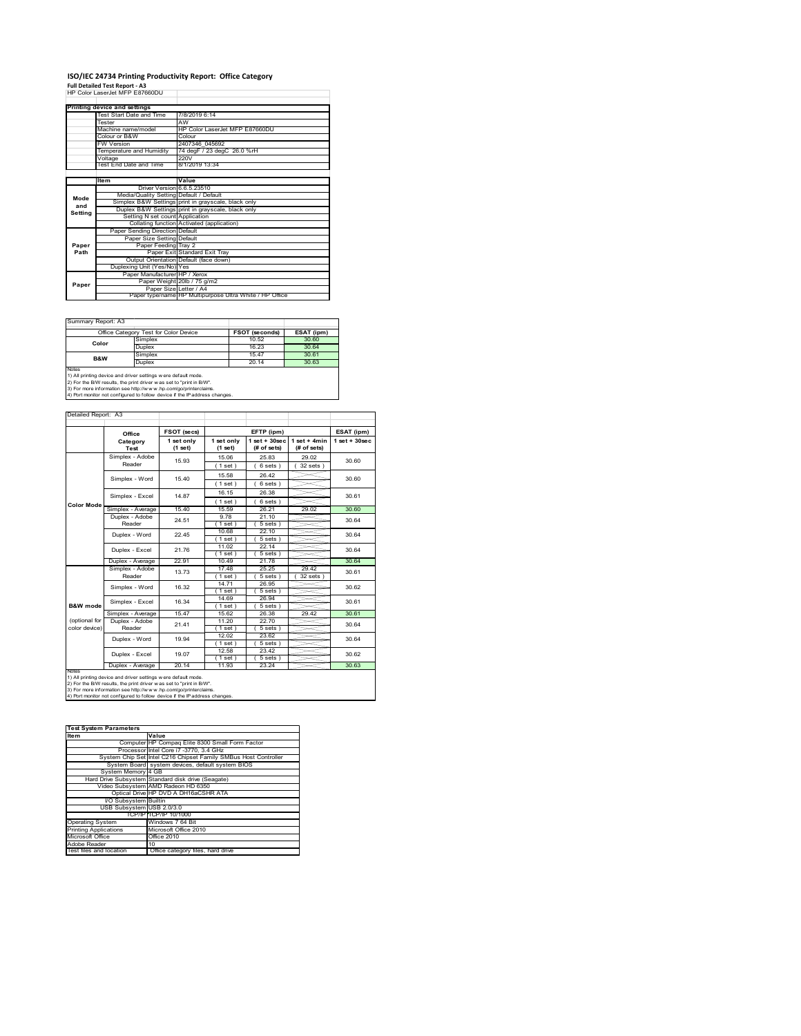# ISO/IEC 24734 Printing Productivity Report: Office Category

**Full Detailed Test Report - A3**

HP Color LaserJet MFP E87660DU

| Printing device and settings | |
|---|---|
| Test Start Date and Time | 7/8/2019 6:14 |
| Tester | AW |
| Machine name/model | HP Color LaserJet MFP E87660DU |
| Colour or B&W | Colour |
| FW Version | 2407346_045692 |
| Temperature and Humidity | 74 degF / 23 degC 26.0 %rH |
| Voltage | 220V |
| Test End Date and Time | 8/1/2019 13:34 |

| | Item | Value |
|---|---|---|
| Mode and Setting | Driver Version | 6.6.5.23510 |
| | Media/Quality Setting | Default / Default |
| | Simplex B&W Settings | print in grayscale, black only |
| | Duplex B&W Settings | print in grayscale, black only |
| | Setting N set count | Application |
| | Collating function | Activated (application) |
| Paper Path | Paper Sending Direction | Default |
| | Paper Size Setting | Default |
| | Paper Feeding | Tray 2 |
| | Paper Exit | Standard Exit Tray |
| | Output Orientation | Default (face down) |
| | Duplexing Unit (Yes/No) | Yes |
| Paper | Paper Manufacturer | HP / Xerox |
| | Paper Weight | 20lb / 75 g/m2 |
| | Paper Size | Letter / A4 |
| | Paper type/name | HP Multipurpose Ultra White / HP Office |

Summary Report: A3

| Office Category Test for Color Device | | FSOT (seconds) | ESAT (ipm) |
|---|---|---|---|
| Color | Simplex | 10.52 | 30.60 |
| | Duplex | 16.23 | 30.64 |
| B&W | Simplex | 15.47 | 30.61 |
| | Duplex | 20.14 | 30.63 |

Notes
1) All printing device and driver settings were default mode.
2) For the B/W results, the print driver was set to "print in B/W".
3) For more information see http://www.hp.com/go/printerclaims.
4) Port monitor not configured to follow device if the IP address changes.

Detailed Report: A3

| | Office Category Test | FSOT (secs) 1 set only (1 set) | EFTP (ipm) 1 set only (1 set) | EFTP (ipm) 1 set + 30sec (# of sets) | EFTP (ipm) 1 set + 4min (# of sets) | ESAT (ipm) 1 set + 30sec |
|---|---|---|---|---|---|---|
| Color Mode | Simplex - Adobe Reader | 15.93 | 15.06 (1 set) | 25.83 (6 sets) | 29.02 (32 sets) | 30.60 |
| | Simplex - Word | 15.40 | 15.58 (1 set) | 26.42 (6 sets) | | 30.60 |
| | Simplex - Excel | 14.87 | 16.15 (1 set) | 26.38 (6 sets) | | 30.61 |
| | Simplex - Average | 15.40 | 15.59 | 26.21 | 29.02 | 30.60 |
| | Duplex - Adobe Reader | 24.51 | 9.78 (1 set) | 21.10 (5 sets) | | 30.64 |
| | Duplex - Word | 22.45 | 10.68 (1 set) | 22.10 (5 sets) | | 30.64 |
| | Duplex - Excel | 21.76 | 11.02 (1 set) | 22.14 (5 sets) | | 30.64 |
| | Duplex - Average | 22.91 | 10.49 | 21.78 | | 30.64 |
| B&W mode (optional for color device) | Simplex - Adobe Reader | 13.73 | 17.48 (1 set) | 25.25 (5 sets) | 29.42 (32 sets) | 30.61 |
| | Simplex - Word | 16.32 | 14.71 (1 set) | 26.95 (5 sets) | | 30.62 |
| | Simplex - Excel | 16.34 | 14.69 (1 set) | 26.94 (5 sets) | | 30.61 |
| | Simplex - Average | 15.47 | 15.62 | 26.38 | 29.42 | 30.61 |
| | Duplex - Adobe Reader | 21.41 | 11.20 (1 set) | 22.70 (5 sets) | | 30.64 |
| | Duplex - Word | 19.94 | 12.02 (1 set) | 23.62 (5 sets) | | 30.64 |
| | Duplex - Excel | 19.07 | 12.58 (1 set) | 23.42 (5 sets) | | 30.62 |
| | Duplex - Average | 20.14 | 11.93 | 23.24 | | 30.63 |

Notes
1) All printing device and driver settings were default mode.
2) For the B/W results, the print driver was set to "print in B/W".
3) For more information see http://www.hp.com/go/printerclaims.
4) Port monitor not configured to follow device if the IP address changes.

| Test System Parameters | |
|---|---|
| **Item** | **Value** |
| Computer | HP Compaq Elite 8300 Small Form Factor |
| Processor | Intel Core i7 -3770, 3.4 GHz |
| System Chip Set | Intel C216 Chipset Family SMBus Host Controller |
| System Board | system devices, default system BIOS |
| System Memory | 4 GB |
| Hard Drive Subsystem | Standard disk drive (Seagate) |
| Video Subsystem | AMD Radeon HD 6350 |
| Optical Drive | HP DVD A DH16aCSHR ATA |
| I/O Subsystem | Builtin |
| USB Subsystem | USB 2.0/3.0 |
| TCP/IP | TCP/IP 10/1000 |
| Operating System | Windows 7 64 Bit |
| Printing Applications | Microsoft Office 2010 |
| Microsoft Office | Office 2010 |
| Adobe Reader | 10 |
| Test files and location | Office category files, hard drive |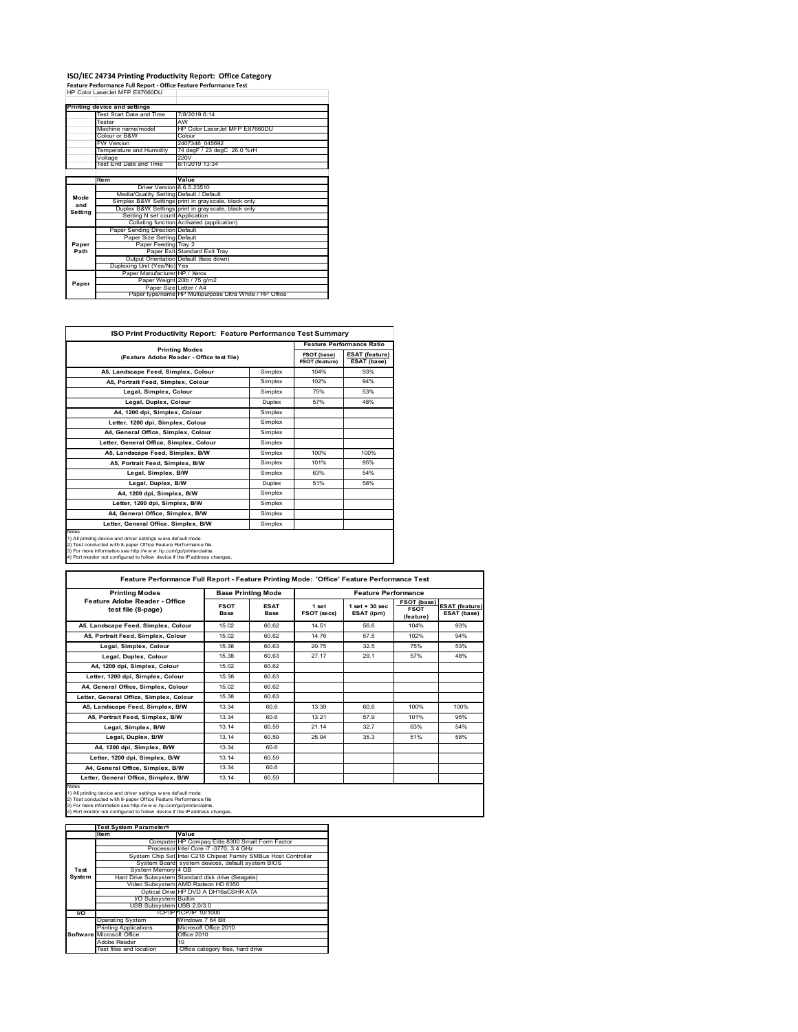# ISO/IEC 24734 Printing Productivity Report: Office Category

**Feature Performance Full Report - Office Feature Performance Test**

HP Color LaserJet MFP E87660DU

| Printing device and settings | |
|---|---|
| Test Start Date and Time | 7/8/2019 6:14 |
| Tester | AW |
| Machine name/model | HP Color LaserJet MFP E87660DU |
| Colour or B&W | Colour |
| FW Version | 2407346_045692 |
| Temperature and Humidity | 74 degF / 23 degC 26.0 %rH |
| Voltage | 220V |
| Test End Date and Time | 8/1/2019 13:34 |

| | Item | Value |
|---|---|---|
| Mode and Setting | Driver Version | 6.6.5.23510 |
| | Media/Quality Setting | Default / Default |
| | Simplex B&W Settings | print in grayscale, black only |
| | Duplex B&W Settings | print in grayscale, black only |
| | Setting N set count | Application |
| | Collating function | Activated (application) |
| Paper Path | Paper Sending Direction | Default |
| | Paper Size Setting | Default |
| | Paper Feeding | Tray 2 |
| | Paper Exit | Standard Exit Tray |
| | Output Orientation | Default (face down) |
| | Duplexing Unit (Yes/No) | Yes |
| Paper | Paper Manufacturer | HP / Xerox |
| | Paper Weight | 20lb / 75 g/m2 |
| | Paper Size | Letter / A4 |
| | Paper type/name | HP Multipurpose Ultra White / HP Office |

## ISO Print Productivity Report: Feature Performance Test Summary

| Printing Modes (Feature Adobe Reader - Office test file) | | Feature Performance Ratio FSOT (base) / FSOT (feature) | ESAT (feature) / ESAT (base) |
|---|---|---|---|
| A5, Landscape Feed, Simplex, Colour | Simplex | 104% | 93% |
| A5, Portrait Feed, Simplex, Colour | Simplex | 102% | 94% |
| Legal, Simplex, Colour | Simplex | 75% | 53% |
| Legal, Duplex, Colour | Duplex | 57% | 48% |
| A4, 1200 dpi, Simplex, Colour | Simplex | | |
| Letter, 1200 dpi, Simplex, Colour | Simplex | | |
| A4, General Office, Simplex, Colour | Simplex | | |
| Letter, General Office, Simplex, Colour | Simplex | | |
| A5, Landscape Feed, Simplex, B/W | Simplex | 100% | 100% |
| A5, Portrait Feed, Simplex, B/W | Simplex | 101% | 95% |
| Legal, Simplex, B/W | Simplex | 63% | 54% |
| Legal, Duplex, B/W | Duplex | 51% | 58% |
| A4, 1200 dpi, Simplex, B/W | Simplex | | |
| Letter, 1200 dpi, Simplex, B/W | Simplex | | |
| A4, General Office, Simplex, B/W | Simplex | | |
| Letter, General Office, Simplex, B/W | Simplex | | |

Notes
1) All printing device and driver settings were default mode.
2) Test conducted with 8-paper Office Feature Performance file.
3) For more information see http://www.hp.com/go/printerclaims.
4) Port monitor not configured to follow device if the IP address changes.

## Feature Performance Full Report - Feature Printing Mode: 'Office' Feature Performance Test

| Printing Modes Feature Adobe Reader - Office test file (8-page) | Base Printing Mode FSOT Base | ESAT Base | Feature Performance 1 set FSOT (secs) | 1 set + 30 sec ESAT (ipm) | FSOT (base) / FSOT (feature) | ESAT (feature) / ESAT (base) |
|---|---|---|---|---|---|---|
| A5, Landscape Feed, Simplex, Colour | 15.02 | 60.62 | 14.51 | 56.6 | 104% | 93% |
| A5, Portrait Feed, Simplex, Colour | 15.02 | 60.62 | 14.76 | 57.5 | 102% | 94% |
| Legal, Simplex, Colour | 15.38 | 60.63 | 20.75 | 32.5 | 75% | 53% |
| Legal, Duplex, Colour | 15.38 | 60.63 | 27.17 | 29.1 | 57% | 48% |
| A4, 1200 dpi, Simplex, Colour | 15.02 | 60.62 | | | | |
| Letter, 1200 dpi, Simplex, Colour | 15.38 | 60.63 | | | | |
| A4, General Office, Simplex, Colour | 15.02 | 60.62 | | | | |
| Letter, General Office, Simplex, Colour | 15.38 | 60.63 | | | | |
| A5, Landscape Feed, Simplex, B/W | 13.34 | 60.6 | 13.39 | 60.6 | 100% | 100% |
| A5, Portrait Feed, Simplex, B/W | 13.34 | 60.6 | 13.21 | 57.9 | 101% | 95% |
| Legal, Simplex, B/W | 13.14 | 60.59 | 21.14 | 32.7 | 63% | 54% |
| Legal, Duplex, B/W | 13.14 | 60.59 | 25.94 | 35.3 | 51% | 58% |
| A4, 1200 dpi, Simplex, B/W | 13.34 | 60.6 | | | | |
| Letter, 1200 dpi, Simplex, B/W | 13.14 | 60.59 | | | | |
| A4, General Office, Simplex, B/W | 13.34 | 60.6 | | | | |
| Letter, General Office, Simplex, B/W | 13.14 | 60.59 | | | | |

Notes
1) All printing device and driver settings were default mode.
2) Test conducted with 8-paper Office Feature Performance file
3) For more information see http://www.hp.com/go/printerclaims.
4) Port monitor not configured to follow device if the IP address changes.

| | Test System Parameters Item | Value |
|---|---|---|
| Test System | Computer | HP Compaq Elite 8300 Small Form Factor |
| | Processor | Intel Core i7 -3770, 3.4 GHz |
| | System Chip Set | Intel C216 Chipset Family SMBus Host Controller |
| | System Board | system devices, default system BIOS |
| | System Memory | 4 GB |
| | Hard Drive Subsystem | Standard disk drive (Seagate) |
| | Video Subsystem | AMD Radeon HD 6350 |
| | Optical Drive | HP DVD A DH16aCSHR ATA |
| | I/O Subsystem | Builtin |
| | USB Subsystem | USB 2.0/3.0 |
| I/O | TCP/IP | TCP/IP 10/1000 |
| Software | Operating System | Windows 7 64 Bit |
| | Printing Applications | Microsoft Office 2010 |
| | Microsoft Office | Office 2010 |
| | Adobe Reader | 10 |
| | Test files and location | Office category files, hard drive |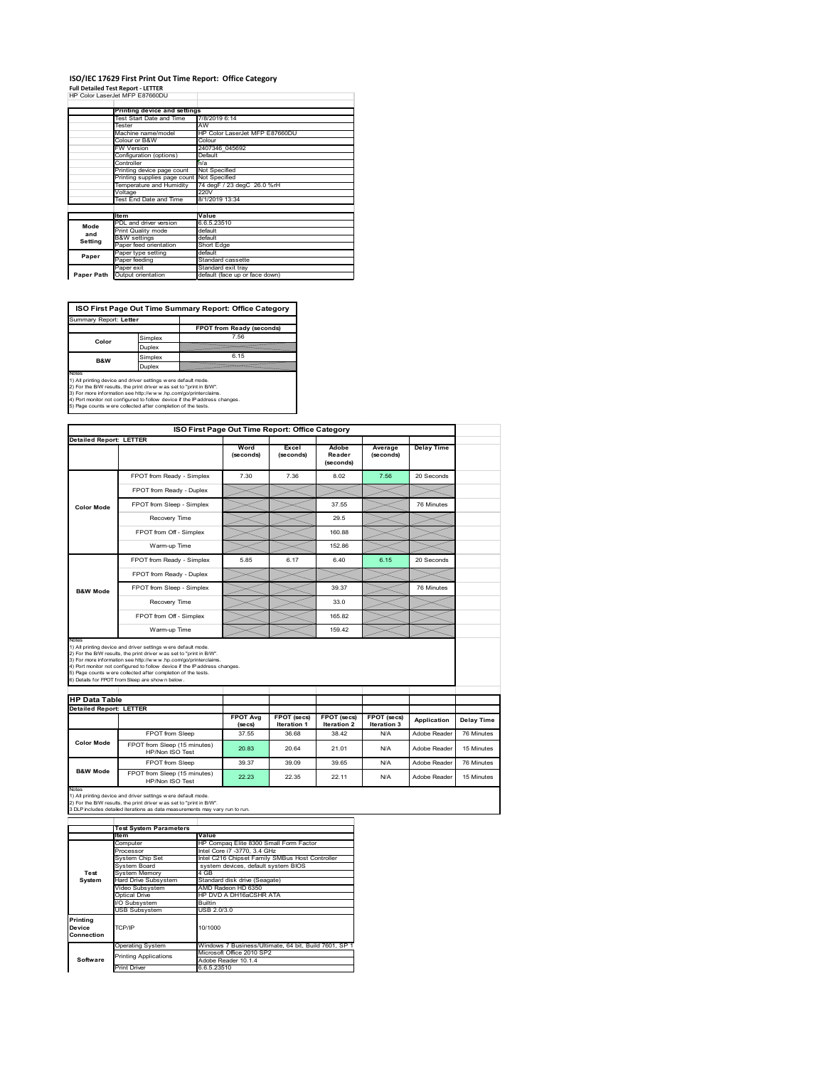# ISO/IEC 17629 First Print Out Time Report: Office Category

**Full Detailed Test Report - LETTER**

HP Color LaserJet MFP E87660DU

| | Printing device and settings | |
|---|---|---|
| | Test Start Date and Time | 7/8/2019 6:14 |
| | Tester | AW |
| | Machine name/model | HP Color LaserJet MFP E87660DU |
| | Colour or B&W | Colour |
| | FW Version | 2407346_045692 |
| | Configuration (options) | Default |
| | Controller | n/a |
| | Printing device page count | Not Specified |
| | Printing supplies page count | Not Specified |
| | Temperature and Humidity | 74 degF / 23 degC 26.0 %rH |
| | Voltage | 220V |
| | Test End Date and Time | 8/1/2019 13:34 |

| | Item | Value |
|---|---|---|
| Mode and Setting | PDL and driver version | 6.6.5.23510 |
| | Print Quality mode | default |
| | B&W settings | default |
| | Paper feed orientation | Short Edge |
| Paper | Paper type setting | default |
| | Paper feeding | Standard cassette |
| | Paper exit | Standard exit tray |
| Paper Path | Output orientation | default (face up or face down) |

**ISO First Page Out Time Summary Report: Office Category**

Summary Report: **Letter**

| | | FPOT from Ready (seconds) |
|---|---|---|
| Color | Simplex | 7.56 |
| | Duplex | |
| B&W | Simplex | 6.15 |
| | Duplex | |

Notes
1) All printing device and driver settings were default mode.
2) For the B/W results, the print driver was set to "print in B/W".
3) For more information see http://www.hp.com/go/printerclaims.
4) Port monitor not configured to follow device if the IP address changes.
5) Page counts were collected after completion of the tests.

**ISO First Page Out Time Report: Office Category**

Detailed Report: LETTER

| | | Word (seconds) | Excel (seconds) | Adobe Reader (seconds) | Average (seconds) | Delay Time |
|---|---|---|---|---|---|---|
| Color Mode | FPOT from Ready - Simplex | 7.30 | 7.36 | 8.02 | 7.56 | 20 Seconds |
| | FPOT from Ready - Duplex | | | | | |
| | FPOT from Sleep - Simplex | | | 37.55 | | 76 Minutes |
| | Recovery Time | | | 29.5 | | |
| | FPOT from Off - Simplex | | | 160.88 | | |
| | Warm-up Time | | | 152.86 | | |
| B&W Mode | FPOT from Ready - Simplex | 5.85 | 6.17 | 6.40 | 6.15 | 20 Seconds |
| | FPOT from Ready - Duplex | | | | | |
| | FPOT from Sleep - Simplex | | | 39.37 | | 76 Minutes |
| | Recovery Time | | | 33.0 | | |
| | FPOT from Off - Simplex | | | 165.82 | | |
| | Warm-up Time | | | 159.42 | | |

Notes
1) All printing device and driver settings were default mode.
2) For the B/W results, the print driver was set to "print in B/W".
3) For more information see http://www.hp.com/go/printerclaims.
4) Port monitor not configured to follow device if the IP address changes.
5) Page counts were collected after completion of the tests.
6) Details for FPOT from Sleep are shown below.

**HP Data Table**

Detailed Report: LETTER

| | | FPOT Avg (secs) | FPOT (secs) Iteration 1 | FPOT (secs) Iteration 2 | FPOT (secs) Iteration 3 | Application | Delay Time |
|---|---|---|---|---|---|---|---|
| Color Mode | FPOT from Sleep | 37.55 | 36.68 | 38.42 | N/A | Adobe Reader | 76 Minutes |
| | FPOT from Sleep (15 minutes) HP/Non ISO Test | 20.83 | 20.64 | 21.01 | N/A | Adobe Reader | 15 Minutes |
| B&W Mode | FPOT from Sleep | 39.37 | 39.09 | 39.65 | N/A | Adobe Reader | 76 Minutes |
| | FPOT from Sleep (15 minutes) HP/Non ISO Test | 22.23 | 22.35 | 22.11 | N/A | Adobe Reader | 15 Minutes |

Notes
1) All printing device and driver settings were default mode.
2) For the B/W results, the print driver was set to "print in B/W".
3 DLP includes detailed iterations as data measurements may vary run to run.

| | Test System Parameters | |
|---|---|---|
| | Item | Value |
| Test System | Computer | HP Compaq Elite 8300 Small Form Factor |
| | Processor | Intel Core i7 -3770, 3.4 GHz |
| | System Chip Set | Intel C216 Chipset Family SMBus Host Controller |
| | System Board | system devices, default system BIOS |
| | System Memory | 4 GB |
| | Hard Drive Subsystem | Standard disk drive (Seagate) |
| | Video Subsystem | AMD Radeon HD 6350 |
| | Optical Drive | HP DVD A DH16aCSHR ATA |
| | I/O Subsystem | Builtin |
| | USB Subsystem | USB 2.0/3.0 |
| Printing Device Connection | TCP/IP | 10/1000 |
| Software | Operating System | Windows 7 Business/Ultimate, 64 bit, Build 7601, SP 1 |
| | Printing Applications | Microsoft Office 2010 SP2 |
| | | Adobe Reader 10.1.4 |
| | Print Driver | 6.6.5.23510 |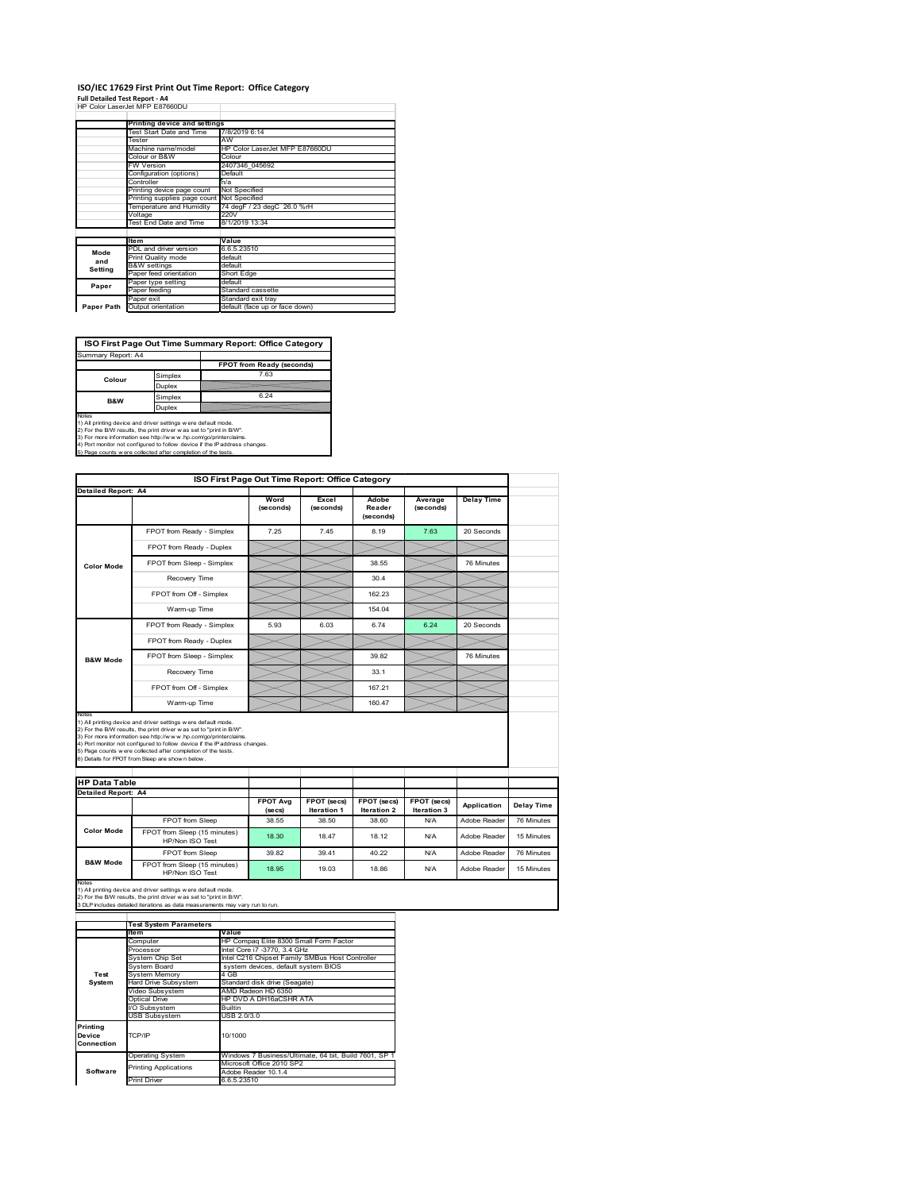# ISO/IEC 17629 First Print Out Time Report: Office Category

**Full Detailed Test Report - A4**

HP Color LaserJet MFP E87660DU

| | Printing device and settings | |
|---|---|---|
| | Test Start Date and Time | 7/8/2019 6:14 |
| | Tester | AW |
| | Machine name/model | HP Color LaserJet MFP E87660DU |
| | Colour or B&W | Colour |
| | FW Version | 2407346_045692 |
| | Configuration (options) | Default |
| | Controller | n/a |
| | Printing device page count | Not Specified |
| | Printing supplies page count | Not Specified |
| | Temperature and Humidity | 74 degF / 23 degC 26.0 %rH |
| | Voltage | 220V |
| | Test End Date and Time | 8/1/2019 13:34 |

| | Item | Value |
|---|---|---|
| Mode and Setting | PDL and driver version | 6.6.5.23510 |
| | Print Quality mode | default |
| | B&W settings | default |
| | Paper feed orientation | Short Edge |
| Paper | Paper type setting | default |
| | Paper feeding | Standard cassette |
| | Paper exit | Standard exit tray |
| Paper Path | Output orientation | default (face up or face down) |

## ISO First Page Out Time Summary Report: Office Category

Summary Report: A4

| | | FPOT from Ready (seconds) |
|---|---|---|
| Colour | Simplex | 7.63 |
| | Duplex | |
| B&W | Simplex | 6.24 |
| | Duplex | |

Notes
1) All printing device and driver settings were default mode.
2) For the B/W results, the print driver was set to "print in B/W".
3) For more information see http://www.hp.com/go/printerclaims.
4) Port monitor not configured to follow device if the IP address changes.
5) Page counts were collected after completion of the tests.

## ISO First Page Out Time Report: Office Category

Detailed Report: A4

| | | Word (seconds) | Excel (seconds) | Adobe Reader (seconds) | Average (seconds) | Delay Time |
|---|---|---|---|---|---|---|
| Color Mode | FPOT from Ready - Simplex | 7.25 | 7.45 | 8.19 | 7.63 | 20 Seconds |
| | FPOT from Ready - Duplex | | | | | |
| | FPOT from Sleep - Simplex | | | 38.55 | | 76 Minutes |
| | Recovery Time | | | 30.4 | | |
| | FPOT from Off - Simplex | | | 162.23 | | |
| | Warm-up Time | | | 154.04 | | |
| B&W Mode | FPOT from Ready - Simplex | 5.93 | 6.03 | 6.74 | 6.24 | 20 Seconds |
| | FPOT from Ready - Duplex | | | | | |
| | FPOT from Sleep - Simplex | | | 39.82 | | 76 Minutes |
| | Recovery Time | | | 33.1 | | |
| | FPOT from Off - Simplex | | | 167.21 | | |
| | Warm-up Time | | | 160.47 | | |

Notes
1) All printing device and driver settings were default mode.
2) For the B/W results, the print driver was set to "print in B/W".
3) For more information see http://www.hp.com/go/printerclaims.
4) Port monitor not configured to follow device if the IP address changes.
5) Page counts were collected after completion of the tests.
6) Details for FPOT from Sleep are shown below.

## HP Data Table

Detailed Report: A4

| | | FPOT Avg (secs) | FPOT (secs) Iteration 1 | FPOT (secs) Iteration 2 | FPOT (secs) Iteration 3 | Application | Delay Time |
|---|---|---|---|---|---|---|---|
| Color Mode | FPOT from Sleep | 38.55 | 38.50 | 38.60 | N/A | Adobe Reader | 76 Minutes |
| | FPOT from Sleep (15 minutes) HP/Non ISO Test | 18.30 | 18.47 | 18.12 | N/A | Adobe Reader | 15 Minutes |
| B&W Mode | FPOT from Sleep | 39.82 | 39.41 | 40.22 | N/A | Adobe Reader | 76 Minutes |
| | FPOT from Sleep (15 minutes) HP/Non ISO Test | 18.95 | 19.03 | 18.86 | N/A | Adobe Reader | 15 Minutes |

Notes
1) All printing device and driver settings were default mode.
2) For the B/W results, the print driver was set to "print in B/W".
3 DLP includes detailed iterations as data measurements may vary run to run.

| | Test System Parameters | |
|---|---|---|
| | Item | Value |
| Test System | Computer | HP Compaq Elite 8300 Small Form Factor |
| | Processor | Intel Core i7 -3770, 3.4 GHz |
| | System Chip Set | Intel C216 Chipset Family SMBus Host Controller |
| | System Board | system devices, default system BIOS |
| | System Memory | 4 GB |
| | Hard Drive Subsystem | Standard disk drive (Seagate) |
| | Video Subsystem | AMD Radeon HD 6350 |
| | Optical Drive | HP DVD A DH16aCSHR ATA |
| | I/O Subsystem | Builtin |
| | USB Subsystem | USB 2.0/3.0 |
| Printing Device Connection | TCP/IP | 10/1000 |
| Software | Operating System | Windows 7 Business/Ultimate, 64 bit, Build 7601, SP 1 |
| | Printing Applications | Microsoft Office 2010 SP2 |
| | | Adobe Reader 10.1.4 |
| | Print Driver | 6.6.5.23510 |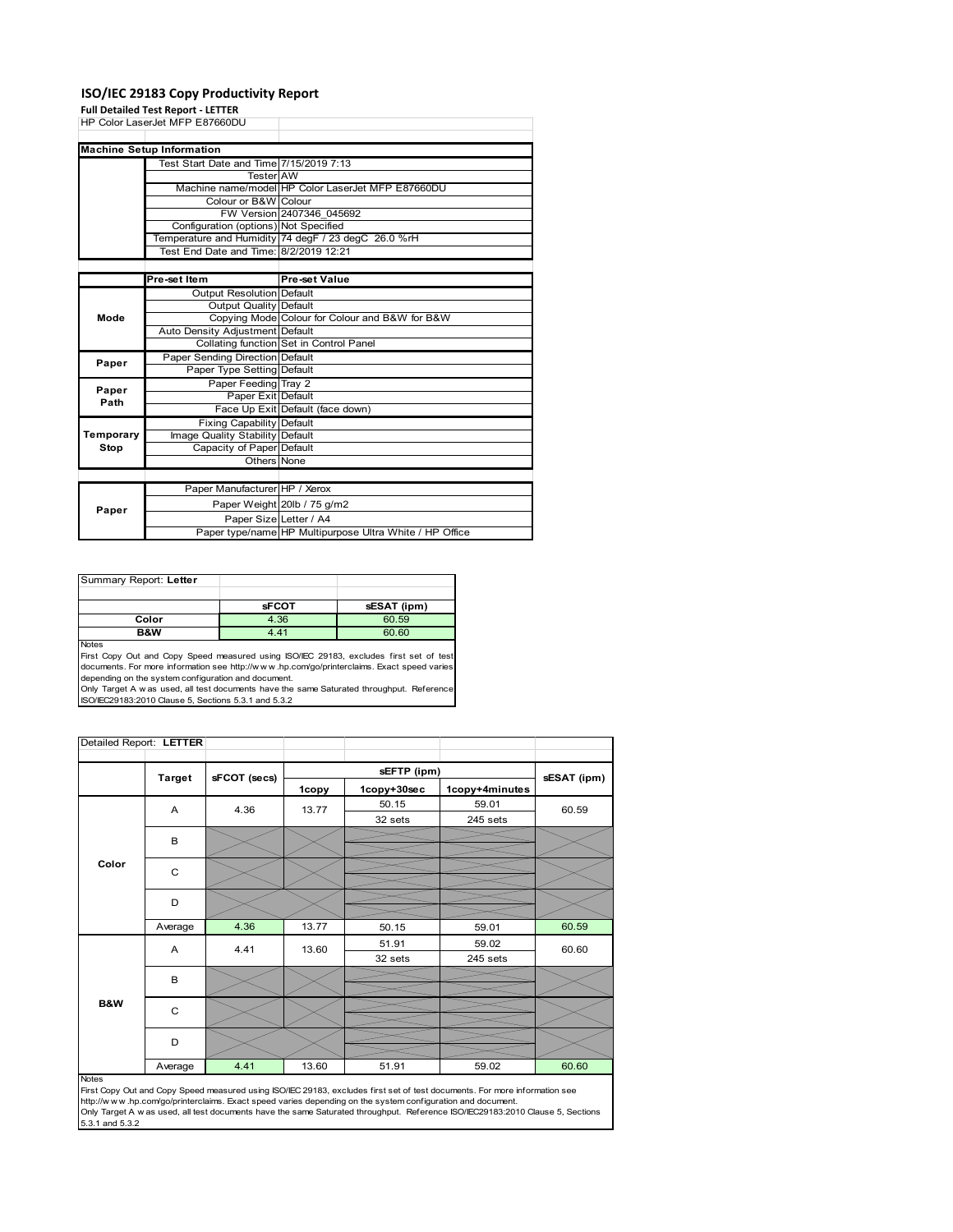# ISO/IEC 29183 Copy Productivity Report

**Full Detailed Test Report - LETTER**

HP Color LaserJet MFP E87660DU

| Machine Setup Information | | |
|---|---|---|
| | Test Start Date and Time | 7/15/2019 7:13 |
| | Tester | AW |
| | Machine name/model | HP Color LaserJet MFP E87660DU |
| | Colour or B&W | Colour |
| | FW Version | 2407346_045692 |
| | Configuration (options) | Not Specified |
| | Temperature and Humidity | 74 degF / 23 degC 26.0 %rH |
| | Test End Date and Time: | 8/2/2019 12:21 |

| | Pre-set Item | Pre-set Value |
|---|---|---|
| Mode | Output Resolution | Default |
| | Output Quality | Default |
| | Copying Mode | Colour for Colour and B&W for B&W |
| | Auto Density Adjustment | Default |
| | Collating function | Set in Control Panel |
| Paper | Paper Sending Direction | Default |
| | Paper Type Setting | Default |
| Paper Path | Paper Feeding | Tray 2 |
| | Paper Exit | Default |
| | Face Up Exit | Default (face down) |
| Temporary Stop | Fixing Capability | Default |
| | Image Quality Stability | Default |
| | Capacity of Paper | Default |
| | Others | None |

| | | |
|---|---|---|
| Paper | Paper Manufacturer | HP / Xerox |
| | Paper Weight | 20lb / 75 g/m2 |
| | Paper Size | Letter / A4 |
| | Paper type/name | HP Multipurpose Ultra White / HP Office |

Summary Report: **Letter**

| | sFCOT | sESAT (ipm) |
|---|---|---|
| Color | 4.36 | 60.59 |
| B&W | 4.41 | 60.60 |

Notes
First Copy Out and Copy Speed measured using ISO/IEC 29183, excludes first set of test documents. For more information see http://www.hp.com/go/printerclaims. Exact speed varies depending on the system configuration and document.
Only Target A was used, all test documents have the same Saturated throughput. Reference ISO/IEC29183:2010 Clause 5, Sections 5.3.1 and 5.3.2

Detailed Report: **LETTER**

| | Target | sFCOT (secs) | sEFTP (ipm) 1copy | sEFTP (ipm) 1copy+30sec | sEFTP (ipm) 1copy+4minutes | sESAT (ipm) |
|---|---|---|---|---|---|---|
| Color | A | 4.36 | 13.77 | 50.15<br>32 sets | 59.01<br>245 sets | 60.59 |
| | B | | | | | |
| | C | | | | | |
| | D | | | | | |
| | Average | 4.36 | 13.77 | 50.15 | 59.01 | 60.59 |
| B&W | A | 4.41 | 13.60 | 51.91<br>32 sets | 59.02<br>245 sets | 60.60 |
| | B | | | | | |
| | C | | | | | |
| | D | | | | | |
| | Average | 4.41 | 13.60 | 51.91 | 59.02 | 60.60 |

Notes
First Copy Out and Copy Speed measured using ISO/IEC 29183, excludes first set of test documents. For more information see http://www.hp.com/go/printerclaims. Exact speed varies depending on the system configuration and document.
Only Target A was used, all test documents have the same Saturated throughput. Reference ISO/IEC29183:2010 Clause 5, Sections 5.3.1 and 5.3.2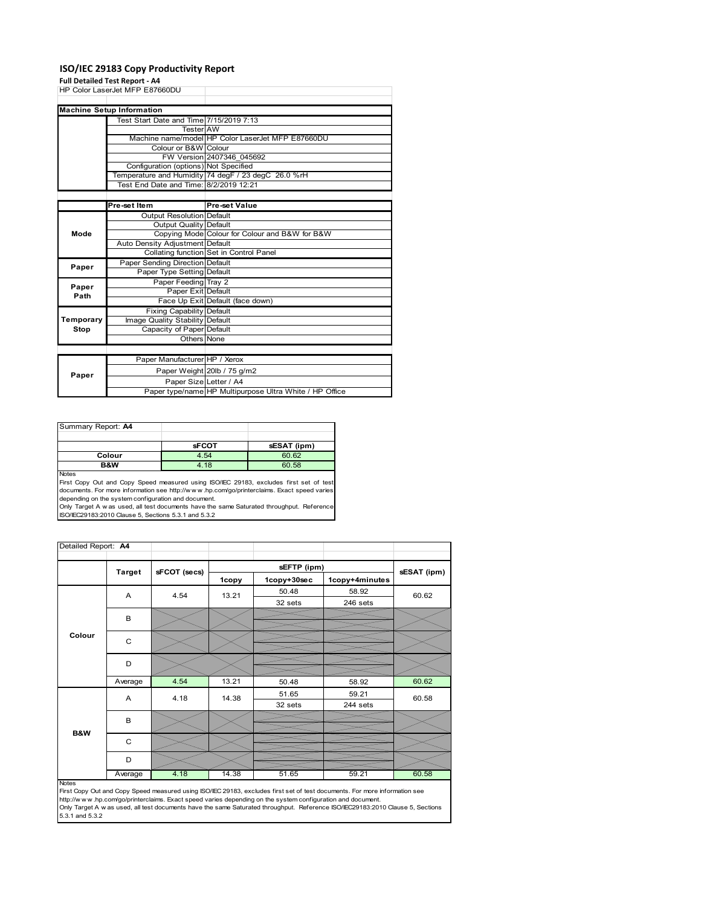# ISO/IEC 29183 Copy Productivity Report

**Full Detailed Test Report - A4**

HP Color LaserJet MFP E87660DU

| Machine Setup Information | | |
|---|---|---|
| | Test Start Date and Time | 7/15/2019 7:13 |
| | Tester | AW |
| | Machine name/model | HP Color LaserJet MFP E87660DU |
| | Colour or B&W | Colour |
| | FW Version | 2407346_045692 |
| | Configuration (options) | Not Specified |
| | Temperature and Humidity | 74 degF / 23 degC 26.0 %rH |
| | Test End Date and Time: | 8/2/2019 12:21 |

| | Pre-set Item | Pre-set Value |
|---|---|---|
| Mode | Output Resolution | Default |
| | Output Quality | Default |
| | Copying Mode | Colour for Colour and B&W for B&W |
| | Auto Density Adjustment | Default |
| | Collating function | Set in Control Panel |
| Paper | Paper Sending Direction | Default |
| | Paper Type Setting | Default |
| Paper Path | Paper Feeding | Tray 2 |
| | Paper Exit | Default |
| | Face Up Exit | Default (face down) |
| Temporary Stop | Fixing Capability | Default |
| | Image Quality Stability | Default |
| | Capacity of Paper | Default |
| | Others | None |

| | | |
|---|---|---|
| Paper | Paper Manufacturer | HP / Xerox |
| | Paper Weight | 20lb / 75 g/m2 |
| | Paper Size | Letter / A4 |
| | Paper type/name | HP Multipurpose Ultra White / HP Office |

Summary Report: **A4**

| | sFCOT | sESAT (ipm) |
|---|---|---|
| Colour | 4.54 | 60.62 |
| B&W | 4.18 | 60.58 |

Notes

First Copy Out and Copy Speed measured using ISO/IEC 29183, excludes first set of test documents. For more information see http://www.hp.com/go/printerclaims. Exact speed varies depending on the system configuration and document.

Only Target A was used, all test documents have the same Saturated throughput. Reference ISO/IEC29183:2010 Clause 5, Sections 5.3.1 and 5.3.2

Detailed Report: **A4**

| | Target | sFCOT (secs) | sEFTP (ipm) 1copy | sEFTP (ipm) 1copy+30sec | sEFTP (ipm) 1copy+4minutes | sESAT (ipm) |
|---|---|---|---|---|---|---|
| Colour | A | 4.54 | 13.21 | 50.48<br>32 sets | 58.92<br>246 sets | 60.62 |
| | B | | | | | |
| | C | | | | | |
| | D | | | | | |
| | Average | 4.54 | 13.21 | 50.48 | 58.92 | 60.62 |
| B&W | A | 4.18 | 14.38 | 51.65<br>32 sets | 59.21<br>244 sets | 60.58 |
| | B | | | | | |
| | C | | | | | |
| | D | | | | | |
| | Average | 4.18 | 14.38 | 51.65 | 59.21 | 60.58 |

Notes

First Copy Out and Copy Speed measured using ISO/IEC 29183, excludes first set of test documents. For more information see http://www.hp.com/go/printerclaims. Exact speed varies depending on the system configuration and document.

Only Target A was used, all test documents have the same Saturated throughput. Reference ISO/IEC29183:2010 Clause 5, Sections 5.3.1 and 5.3.2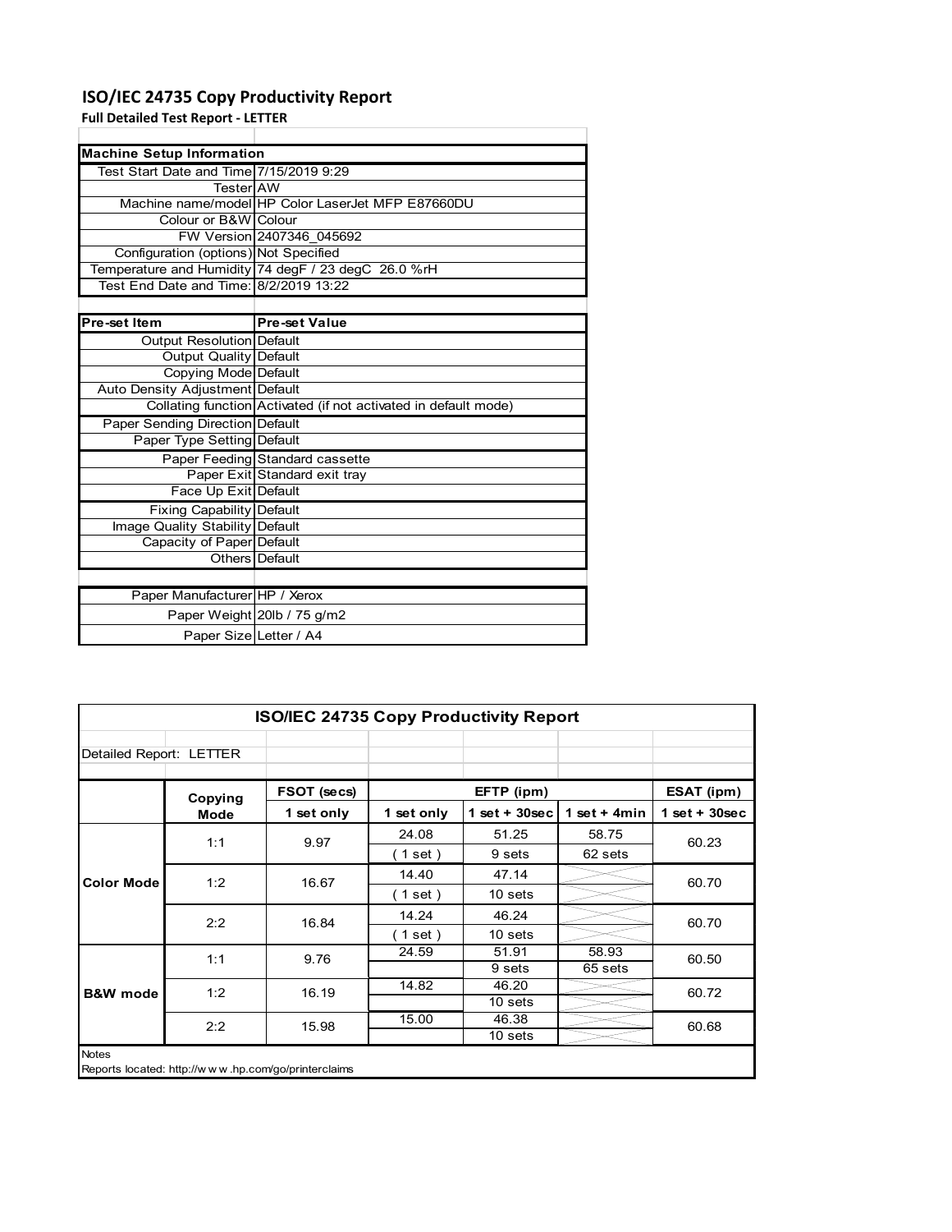# ISO/IEC 24735 Copy Productivity Report

**Full Detailed Test Report - LETTER**

| Machine Setup Information | |
|---|---|
| Test Start Date and Time | 7/15/2019 9:29 |
| Tester | AW |
| Machine name/model | HP Color LaserJet MFP E87660DU |
| Colour or B&W | Colour |
| FW Version | 2407346_045692 |
| Configuration (options) | Not Specified |
| Temperature and Humidity | 74 degF / 23 degC 26.0 %rH |
| Test End Date and Time: | 8/2/2019 13:22 |

| Pre-set Item | Pre-set Value |
|---|---|
| Output Resolution | Default |
| Output Quality | Default |
| Copying Mode | Default |
| Auto Density Adjustment | Default |
| Collating function | Activated (if not activated in default mode) |
| Paper Sending Direction | Default |
| Paper Type Setting | Default |
| Paper Feeding | Standard cassette |
| Paper Exit | Standard exit tray |
| Face Up Exit | Default |
| Fixing Capability | Default |
| Image Quality Stability | Default |
| Capacity of Paper | Default |
| Others | Default |

| | |
|---|---|
| Paper Manufacturer | HP / Xerox |
| Paper Weight | 20lb / 75 g/m2 |
| Paper Size | Letter / A4 |

## ISO/IEC 24735 Copy Productivity Report

Detailed Report: LETTER

| | Copying Mode | FSOT (secs) | EFTP (ipm) | | | ESAT (ipm) |
|---|---|---|---|---|---|---|
| | | 1 set only | 1 set only | 1 set + 30sec | 1 set + 4min | 1 set + 30sec |
| Color Mode | 1:1 | 9.97 | 24.08 | 51.25 | 58.75 | 60.23 |
| | | | ( 1 set ) | 9 sets | 62 sets | |
| | 1:2 | 16.67 | 14.40 | 47.14 | | 60.70 |
| | | | ( 1 set ) | 10 sets | | |
| | 2:2 | 16.84 | 14.24 | 46.24 | | 60.70 |
| | | | ( 1 set ) | 10 sets | | |
| B&W mode | 1:1 | 9.76 | 24.59 | 51.91 | 58.93 | 60.50 |
| | | | | 9 sets | 65 sets | |
| | 1:2 | 16.19 | 14.82 | 46.20 | | 60.72 |
| | | | | 10 sets | | |
| | 2:2 | 15.98 | 15.00 | 46.38 | | 60.68 |
| | | | | 10 sets | | |

Notes

Reports located: http://www.hp.com/go/printerclaims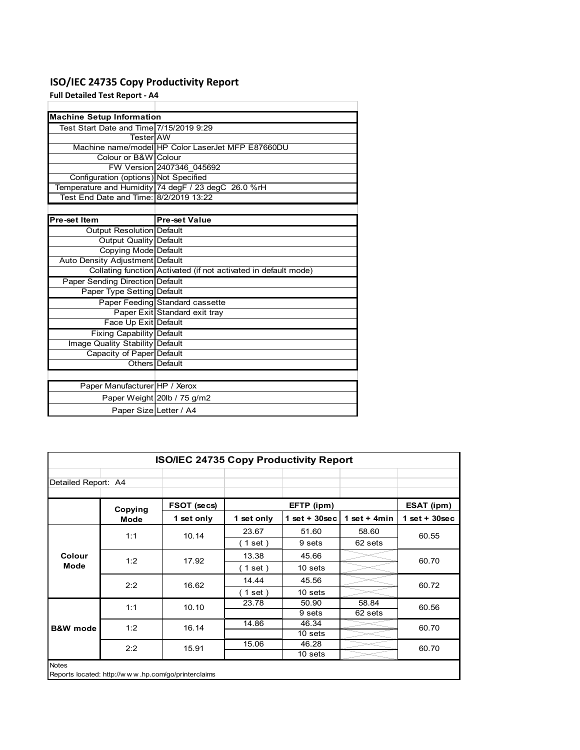# ISO/IEC 24735 Copy Productivity Report

**Full Detailed Test Report - A4**

| Machine Setup Information | |
|---|---|
| Test Start Date and Time | 7/15/2019 9:29 |
| Tester | AW |
| Machine name/model | HP Color LaserJet MFP E87660DU |
| Colour or B&W | Colour |
| FW Version | 2407346_045692 |
| Configuration (options) | Not Specified |
| Temperature and Humidity | 74 degF / 23 degC 26.0 %rH |
| Test End Date and Time: | 8/2/2019 13:22 |

| Pre-set Item | Pre-set Value |
|---|---|
| Output Resolution | Default |
| Output Quality | Default |
| Copying Mode | Default |
| Auto Density Adjustment | Default |
| Collating function | Activated (if not activated in default mode) |
| Paper Sending Direction | Default |
| Paper Type Setting | Default |
| Paper Feeding | Standard cassette |
| Paper Exit | Standard exit tray |
| Face Up Exit | Default |
| Fixing Capability | Default |
| Image Quality Stability | Default |
| Capacity of Paper | Default |
| Others | Default |

| | |
|---|---|
| Paper Manufacturer | HP / Xerox |
| Paper Weight | 20lb / 75 g/m2 |
| Paper Size | Letter / A4 |

## ISO/IEC 24735 Copy Productivity Report

Detailed Report: A4

| | Copying Mode | FSOT (secs) | EFTP (ipm) | | | ESAT (ipm) |
|---|---|---|---|---|---|---|
| | | 1 set only | 1 set only | 1 set + 30sec | 1 set + 4min | 1 set + 30sec |
| Colour Mode | 1:1 | 10.14 | 23.67 ( 1 set ) | 51.60 9 sets | 58.60 62 sets | 60.55 |
| | 1:2 | 17.92 | 13.38 ( 1 set ) | 45.66 10 sets | | 60.70 |
| | 2:2 | 16.62 | 14.44 ( 1 set ) | 45.56 10 sets | | 60.72 |
| B&W mode | 1:1 | 10.10 | 23.78 | 50.90 9 sets | 58.84 62 sets | 60.56 |
| | 1:2 | 16.14 | 14.86 | 46.34 10 sets | | 60.70 |
| | 2:2 | 15.91 | 15.06 | 46.28 10 sets | | 60.70 |

Notes

Reports located: http://w w w .hp.com/go/printerclaims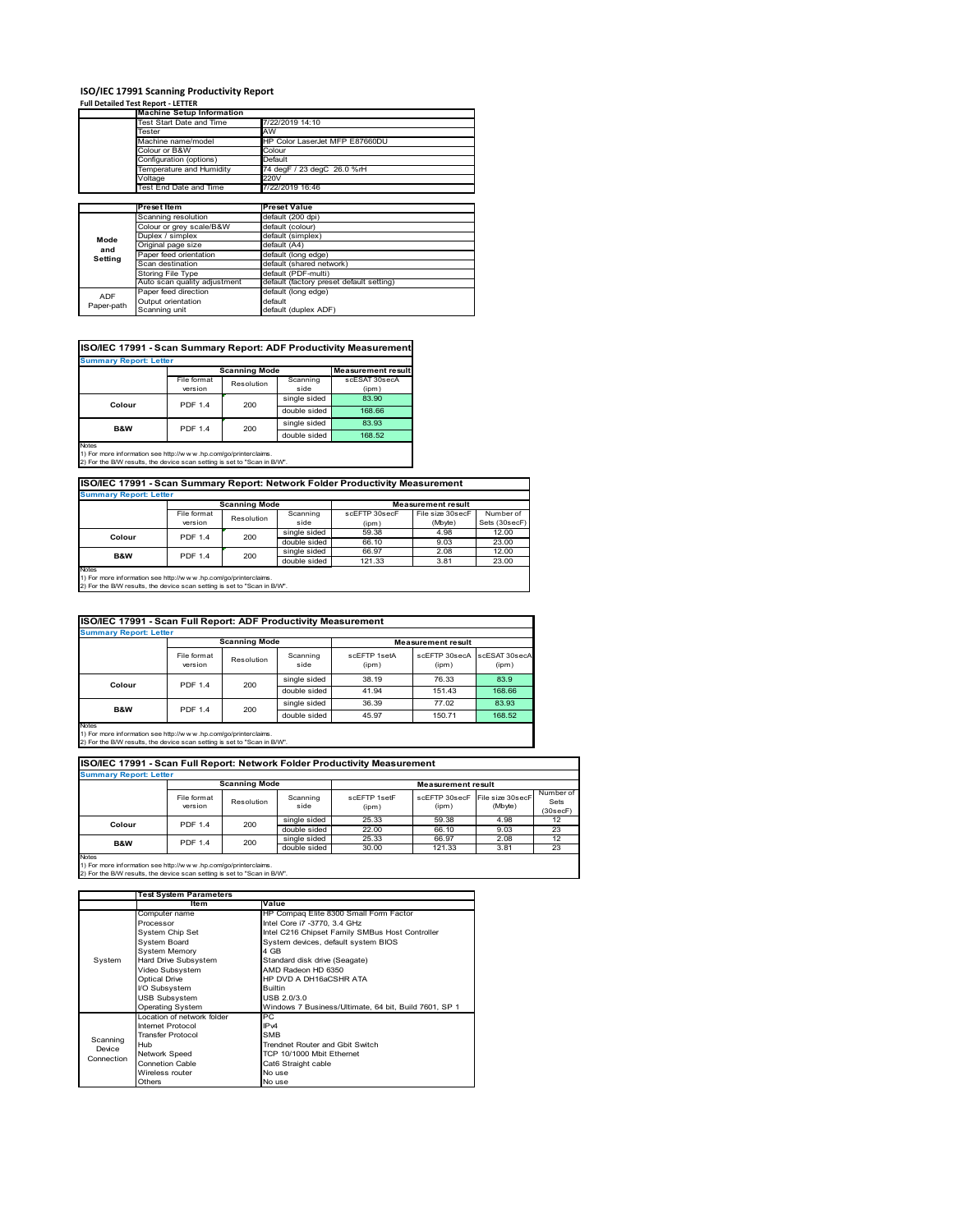# ISO/IEC 17991 Scanning Productivity Report

**Full Detailed Test Report - LETTER**

| | Machine Setup Information | |
|---|---|---|
| | Test Start Date and Time | 7/22/2019 14:10 |
| | Tester | AW |
| | Machine name/model | HP Color LaserJet MFP E87660DU |
| | Colour or B&W | Colour |
| | Configuration (options) | Default |
| | Temperature and Humidity | 74 degF / 23 degC 26.0 %rH |
| | Voltage | 220V |
| | Test End Date and Time | 7/22/2019 16:46 |

| | Preset Item | Preset Value |
|---|---|---|
| Mode and Setting | Scanning resolution | default (200 dpi) |
| | Colour or grey scale/B&W | default (colour) |
| | Duplex / simplex | default (simplex) |
| | Original page size | default (A4) |
| | Paper feed orientation | default (long edge) |
| | Scan destination | default (shared network) |
| | Storing File Type | default (PDF-multi) |
| | Auto scan quality adjustment | default (factory preset default setting) |
| ADF Paper-path | Paper feed direction | default (long edge) |
| | Output orientation | default |
| | Scanning unit | default (duplex ADF) |

## ISO/IEC 17991 - Scan Summary Report: ADF Productivity Measurement

**Summary Report: Letter**

| | Scanning Mode | | | Measurement result |
|---|---|---|---|---|
| | File format version | Resolution | Scanning side | scESAT 30secA (ipm) |
| Colour | PDF 1.4 | 200 | single sided | 83.90 |
| | | | double sided | 168.66 |
| B&W | PDF 1.4 | 200 | single sided | 83.93 |
| | | | double sided | 168.52 |

Notes
1) For more information see http://www.hp.com/go/printerclaims.
2) For the B/W results, the device scan setting is set to "Scan in B/W".

## ISO/IEC 17991 - Scan Summary Report: Network Folder Productivity Measurement

**Summary Report: Letter**

| | Scanning Mode | | | Measurement result | | |
|---|---|---|---|---|---|---|
| | File format version | Resolution | Scanning side | scEFTP 30secF (ipm) | File size 30secF (Mbyte) | Number of Sets (30secF) |
| Colour | PDF 1.4 | 200 | single sided | 59.38 | 4.98 | 12.00 |
| | | | double sided | 66.10 | 9.03 | 23.00 |
| B&W | PDF 1.4 | 200 | single sided | 66.97 | 2.08 | 12.00 |
| | | | double sided | 121.33 | 3.81 | 23.00 |

Notes
1) For more information see http://www.hp.com/go/printerclaims.
2) For the B/W results, the device scan setting is set to "Scan in B/W".

## ISO/IEC 17991 - Scan Full Report: ADF Productivity Measurement

**Summary Report: Letter**

| | Scanning Mode | | | Measurement result | | |
|---|---|---|---|---|---|---|
| | File format version | Resolution | Scanning side | scEFTP 1setA (ipm) | scEFTP 30secA (ipm) | scESAT 30secA (ipm) |
| Colour | PDF 1.4 | 200 | single sided | 38.19 | 76.33 | 83.9 |
| | | | double sided | 41.94 | 151.43 | 168.66 |
| B&W | PDF 1.4 | 200 | single sided | 36.39 | 77.02 | 83.93 |
| | | | double sided | 45.97 | 150.71 | 168.52 |

Notes
1) For more information see http://www.hp.com/go/printerclaims.
2) For the B/W results, the device scan setting is set to "Scan in B/W".

## ISO/IEC 17991 - Scan Full Report: Network Folder Productivity Measurement

**Summary Report: Letter**

| | Scanning Mode | | | Measurement result | | | |
|---|---|---|---|---|---|---|---|
| | File format version | Resolution | Scanning side | scEFTP 1setF (ipm) | scEFTP 30secF (ipm) | File size 30secF (Mbyte) | Number of Sets (30secF) |
| Colour | PDF 1.4 | 200 | single sided | 25.33 | 59.38 | 4.98 | 12 |
| | | | double sided | 22.00 | 66.10 | 9.03 | 23 |
| B&W | PDF 1.4 | 200 | single sided | 25.33 | 66.97 | 2.08 | 12 |
| | | | double sided | 30.00 | 121.33 | 3.81 | 23 |

Notes
1) For more information see http://www.hp.com/go/printerclaims.
2) For the B/W results, the device scan setting is set to "Scan in B/W".

| | Test System Parameters | |
|---|---|---|
| | Item | Value |
| System | Computer name | HP Compaq Elite 8300 Small Form Factor |
| | Processor | Intel Core i7 -3770, 3.4 GHz |
| | System Chip Set | Intel C216 Chipset Family SMBus Host Controller |
| | System Board | System devices, default system BIOS |
| | System Memory | 4 GB |
| | Hard Drive Subsystem | Standard disk drive (Seagate) |
| | Video Subsystem | AMD Radeon HD 6350 |
| | Optical Drive | HP DVD A DH16aCSHR ATA |
| | I/O Subsystem | Builtin |
| | USB Subsystem | USB 2.0/3.0 |
| | Operating System | Windows 7 Business/Ultimate, 64 bit, Build 7601, SP 1 |
| Scanning Device Connection | Location of network folder | PC |
| | Internet Protocol | IPv4 |
| | Transfer Protocol | SMB |
| | Hub | Trendnet Router and Gbit Switch |
| | Network Speed | TCP 10/1000 Mbit Ethernet |
| | Connetion Cable | Cat6 Straight cable |
| | Wireless router | No use |
| | Others | No use |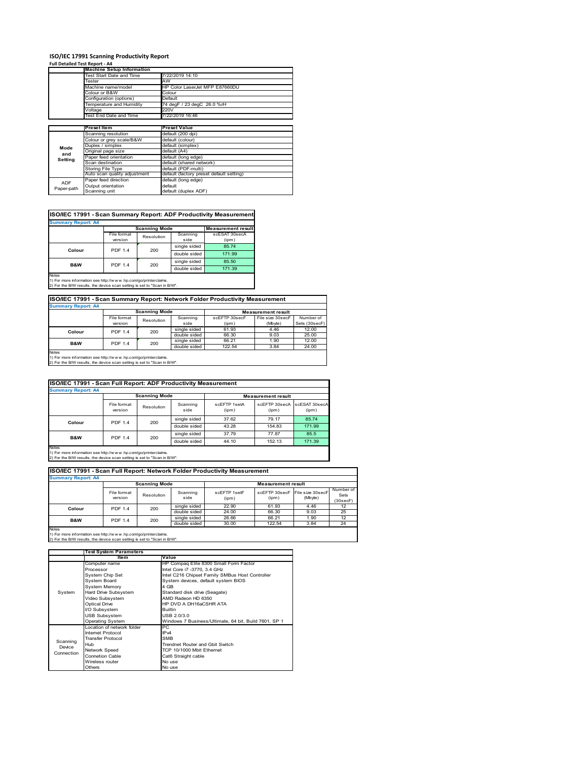# ISO/IEC 17991 Scanning Productivity Report

**Full Detailed Test Report - A4**

| | Machine Setup Information | |
|---|---|---|
| | Test Start Date and Time | 7/22/2019 14:10 |
| | Tester | AW |
| | Machine name/model | HP Color LaserJet MFP E87660DU |
| | Colour or B&W | Colour |
| | Configuration (options) | Default |
| | Temperature and Humidity | 74 degF / 23 degC 26.0 %rH |
| | Voltage | 220V |
| | Test End Date and Time | 7/22/2019 16:46 |

| | Preset Item | Preset Value |
|---|---|---|
| Mode and Setting | Scanning resolution | default (200 dpi) |
| | Colour or grey scale/B&W | default (colour) |
| | Duplex / simplex | default (simplex) |
| | Original page size | default (A4) |
| | Paper feed orientation | default (long edge) |
| | Scan destination | default (shared network) |
| | Storing File Type | default (PDF-multi) |
| | Auto scan quality adjustment | default (factory preset default setting) |
| ADF Paper-path | Paper feed direction | default (long edge) |
| | Output orientation | default |
| | Scanning unit | default (duplex ADF) |

## ISO/IEC 17991 - Scan Summary Report: ADF Productivity Measurement

**Summary Report: A4**

| | Scanning Mode | | | Measurement result |
|---|---|---|---|---|
| | File format version | Resolution | Scanning side | scESAT 30secA (ipm) |
| Colour | PDF 1.4 | 200 | single sided | 85.74 |
| | | | double sided | 171.99 |
| B&W | PDF 1.4 | 200 | single sided | 85.50 |
| | | | double sided | 171.39 |

Notes
1) For more information see http://www.hp.com/go/printerclaims.
2) For the B/W results, the device scan setting is set to "Scan in B/W".

## ISO/IEC 17991 - Scan Summary Report: Network Folder Productivity Measurement

**Summary Report: A4**

| | Scanning Mode | | | Measurement result | | |
|---|---|---|---|---|---|---|
| | File format version | Resolution | Scanning side | scEFTP 30secF (ipm) | File size 30secF (Mbyte) | Number of Sets (30secF) |
| Colour | PDF 1.4 | 200 | single sided | 61.93 | 4.46 | 12.00 |
| | | | double sided | 66.30 | 9.03 | 25.00 |
| B&W | PDF 1.4 | 200 | single sided | 66.21 | 1.90 | 12.00 |
| | | | double sided | 122.54 | 3.84 | 24.00 |

Notes
1) For more information see http://www.hp.com/go/printerclaims.
2) For the B/W results, the device scan setting is set to "Scan in B/W".

## ISO/IEC 17991 - Scan Full Report: ADF Productivity Measurement

**Summary Report: A4**

| | Scanning Mode | | | Measurement result | | |
|---|---|---|---|---|---|---|
| | File format version | Resolution | Scanning side | scEFTP 1setA (ipm) | scEFTP 30secA (ipm) | scESAT 30secA (ipm) |
| Colour | PDF 1.4 | 200 | single sided | 37.62 | 79.17 | 85.74 |
| | | | double sided | 43.28 | 154.83 | 171.99 |
| B&W | PDF 1.4 | 200 | single sided | 37.79 | 77.87 | 85.5 |
| | | | double sided | 44.10 | 152.13 | 171.39 |

Notes
1) For more information see http://www.hp.com/go/printerclaims.
2) For the B/W results, the device scan setting is set to "Scan in B/W".

## ISO/IEC 17991 - Scan Full Report: Network Folder Productivity Measurement

**Summary Report: A4**

| | Scanning Mode | | | Measurement result | | | |
|---|---|---|---|---|---|---|---|
| | File format version | Resolution | Scanning side | scEFTP 1setF (ipm) | scEFTP 30secF (ipm) | File size 30secF (Mbyte) | Number of Sets (30secF) |
| Colour | PDF 1.4 | 200 | single sided | 22.90 | 61.93 | 4.46 | 12 |
| | | | double sided | 24.00 | 66.30 | 9.03 | 25 |
| B&W | PDF 1.4 | 200 | single sided | 26.66 | 66.21 | 1.90 | 12 |
| | | | double sided | 30.00 | 122.54 | 3.84 | 24 |

Notes
1) For more information see http://www.hp.com/go/printerclaims.
2) For the B/W results, the device scan setting is set to "Scan in B/W".

| | Test System Parameters | |
|---|---|---|
| | Item | Value |
| System | Computer name | HP Compaq Elite 8300 Small Form Factor |
| | Processor | Intel Core i7 -3770, 3.4 GHz |
| | System Chip Set | Intel C216 Chipset Family SMBus Host Controller |
| | System Board | System devices, default system BIOS |
| | System Memory | 4 GB |
| | Hard Drive Subsystem | Standard disk drive (Seagate) |
| | Video Subsystem | AMD Radeon HD 6350 |
| | Optical Drive | HP DVD A DH16aCSHR ATA |
| | I/O Subsystem | Builtin |
| | USB Subsystem | USB 2.0/3.0 |
| | Operating System | Windows 7 Business/Ultimate, 64 bit, Build 7601, SP 1 |
| Scanning Device Connection | Location of network folder | PC |
| | Internet Protocol | IPv4 |
| | Transfer Protocol | SMB |
| | Hub | Trendnet Router and Gbit Switch |
| | Network Speed | TCP 10/1000 Mbit Ethernet |
| | Connetion Cable | Cat6 Straight cable |
| | Wireless router | No use |
| | Others | No use |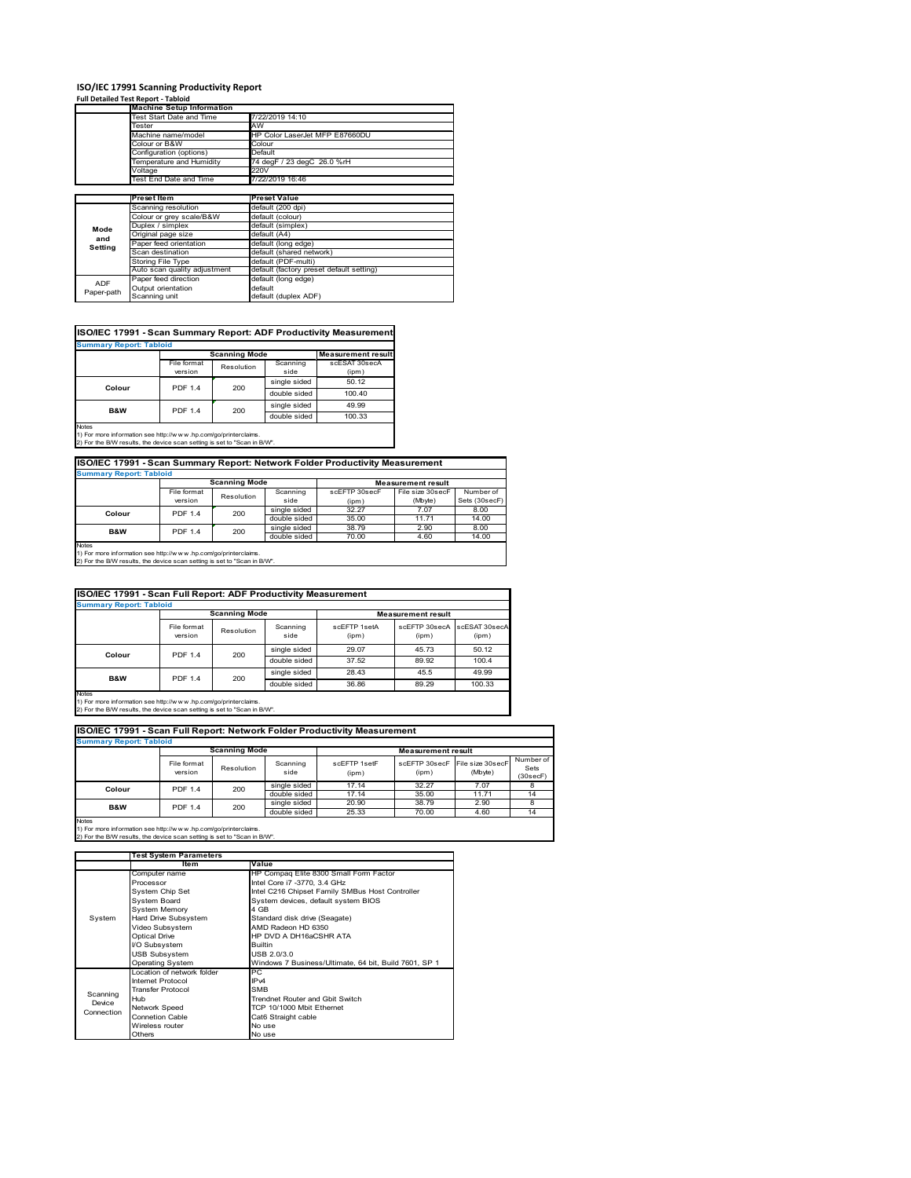# ISO/IEC 17991 Scanning Productivity Report

**Full Detailed Test Report - Tabloid**

| | Machine Setup Information | |
|---|---|---|
| | Test Start Date and Time | 7/22/2019 14:10 |
| | Tester | AW |
| | Machine name/model | HP Color LaserJet MFP E87660DU |
| | Colour or B&W | Colour |
| | Configuration (options) | Default |
| | Temperature and Humidity | 74 degF / 23 degC 26.0 %rH |
| | Voltage | 220V |
| | Test End Date and Time | 7/22/2019 16:46 |

| | Preset Item | Preset Value |
|---|---|---|
| Mode and Setting | Scanning resolution | default (200 dpi) |
| | Colour or grey scale/B&W | default (colour) |
| | Duplex / simplex | default (simplex) |
| | Original page size | default (A4) |
| | Paper feed orientation | default (long edge) |
| | Scan destination | default (shared network) |
| | Storing File Type | default (PDF-multi) |
| | Auto scan quality adjustment | default (factory preset default setting) |
| ADF Paper-path | Paper feed direction | default (long edge) |
| | Output orientation | default |
| | Scanning unit | default (duplex ADF) |

## ISO/IEC 17991 - Scan Summary Report: ADF Productivity Measurement

**Summary Report: Tabloid**

| | Scanning Mode | | | Measurement result |
|---|---|---|---|---|
| | File format version | Resolution | Scanning side | scESAT 30secA (ipm) |
| Colour | PDF 1.4 | 200 | single sided | 50.12 |
| | | | double sided | 100.40 |
| B&W | PDF 1.4 | 200 | single sided | 49.99 |
| | | | double sided | 100.33 |

Notes
1) For more information see http://www.hp.com/go/printerclaims.
2) For the B/W results, the device scan setting is set to "Scan in B/W".

## ISO/IEC 17991 - Scan Summary Report: Network Folder Productivity Measurement

**Summary Report: Tabloid**

| | Scanning Mode | | | Measurement result | | |
|---|---|---|---|---|---|---|
| | File format version | Resolution | Scanning side | scEFTP 30secF (ipm) | File size 30secF (Mbyte) | Number of Sets (30secF) |
| Colour | PDF 1.4 | 200 | single sided | 32.27 | 7.07 | 8.00 |
| | | | double sided | 35.00 | 11.71 | 14.00 |
| B&W | PDF 1.4 | 200 | single sided | 38.79 | 2.90 | 8.00 |
| | | | double sided | 70.00 | 4.60 | 14.00 |

Notes
1) For more information see http://www.hp.com/go/printerclaims.
2) For the B/W results, the device scan setting is set to "Scan in B/W".

## ISO/IEC 17991 - Scan Full Report: ADF Productivity Measurement

**Summary Report: Tabloid**

| | Scanning Mode | | | Measurement result | | |
|---|---|---|---|---|---|---|
| | File format version | Resolution | Scanning side | scEFTP 1setA (ipm) | scEFTP 30secA (ipm) | scESAT 30secA (ipm) |
| Colour | PDF 1.4 | 200 | single sided | 29.07 | 45.73 | 50.12 |
| | | | double sided | 37.52 | 89.92 | 100.4 |
| B&W | PDF 1.4 | 200 | single sided | 28.43 | 45.5 | 49.99 |
| | | | double sided | 36.86 | 89.29 | 100.33 |

Notes
1) For more information see http://www.hp.com/go/printerclaims.
2) For the B/W results, the device scan setting is set to "Scan in B/W".

## ISO/IEC 17991 - Scan Full Report: Network Folder Productivity Measurement

**Summary Report: Tabloid**

| | Scanning Mode | | | Measurement result | | | |
|---|---|---|---|---|---|---|---|
| | File format version | Resolution | Scanning side | scEFTP 1setF (ipm) | scEFTP 30secF (ipm) | File size 30secF (Mbyte) | Number of Sets (30secF) |
| Colour | PDF 1.4 | 200 | single sided | 17.14 | 32.27 | 7.07 | 8 |
| | | | double sided | 17.14 | 35.00 | 11.71 | 14 |
| B&W | PDF 1.4 | 200 | single sided | 20.90 | 38.79 | 2.90 | 8 |
| | | | double sided | 25.33 | 70.00 | 4.60 | 14 |

Notes
1) For more information see http://www.hp.com/go/printerclaims.
2) For the B/W results, the device scan setting is set to "Scan in B/W".

| | Test System Parameters | |
|---|---|---|
| | Item | Value |
| System | Computer name | HP Compaq Elite 8300 Small Form Factor |
| | Processor | Intel Core i7 -3770, 3.4 GHz |
| | System Chip Set | Intel C216 Chipset Family SMBus Host Controller |
| | System Board | System devices, default system BIOS |
| | System Memory | 4 GB |
| | Hard Drive Subsystem | Standard disk drive (Seagate) |
| | Video Subsystem | AMD Radeon HD 6350 |
| | Optical Drive | HP DVD A DH16aCSHR ATA |
| | I/O Subsystem | Builtin |
| | USB Subsystem | USB 2.0/3.0 |
| | Operating System | Windows 7 Business/Ultimate, 64 bit, Build 7601, SP 1 |
| Scanning Device Connection | Location of network folder | PC |
| | Internet Protocol | IPv4 |
| | Transfer Protocol | SMB |
| | Hub | Trendnet Router and Gbit Switch |
| | Network Speed | TCP 10/1000 Mbit Ethernet |
| | Connetion Cable | Cat6 Straight cable |
| | Wireless router | No use |
| | Others | No use |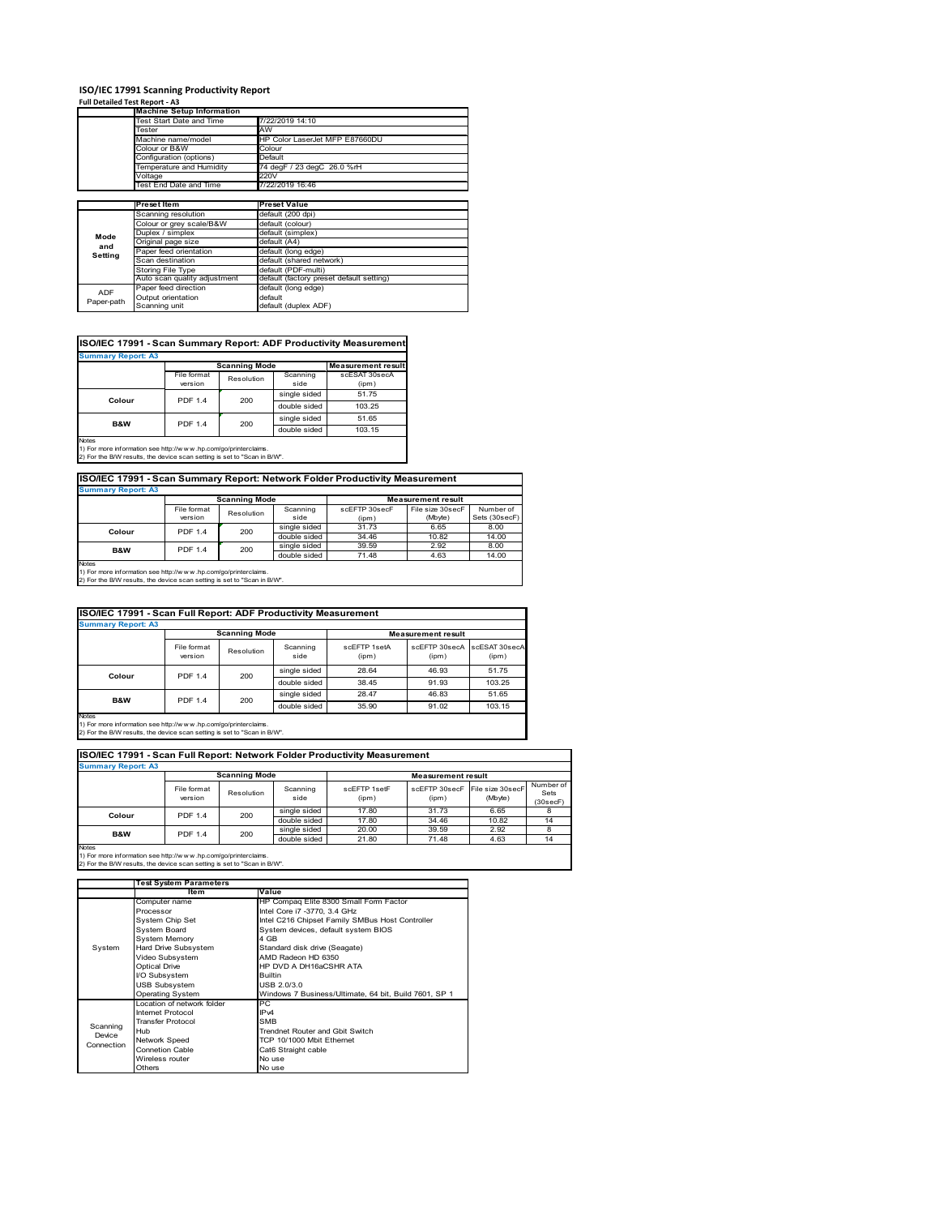# ISO/IEC 17991 Scanning Productivity Report

**Full Detailed Test Report - A3**

| | Machine Setup Information | |
|---|---|---|
| | Test Start Date and Time | 7/22/2019 14:10 |
| | Tester | AW |
| | Machine name/model | HP Color LaserJet MFP E87660DU |
| | Colour or B&W | Colour |
| | Configuration (options) | Default |
| | Temperature and Humidity | 74 degF / 23 degC 26.0 %rH |
| | Voltage | 220V |
| | Test End Date and Time | 7/22/2019 16:46 |

| | Preset Item | Preset Value |
|---|---|---|
| Mode and Setting | Scanning resolution | default (200 dpi) |
| | Colour or grey scale/B&W | default (colour) |
| | Duplex / simplex | default (simplex) |
| | Original page size | default (A4) |
| | Paper feed orientation | default (long edge) |
| | Scan destination | default (shared network) |
| | Storing File Type | default (PDF-multi) |
| | Auto scan quality adjustment | default (factory preset default setting) |
| ADF Paper-path | Paper feed direction | default (long edge) |
| | Output orientation | default |
| | Scanning unit | default (duplex ADF) |

## ISO/IEC 17991 - Scan Summary Report: ADF Productivity Measurement

**Summary Report: A3**

| | Scanning Mode | | | Measurement result |
|---|---|---|---|---|
| | File format version | Resolution | Scanning side | scESAT 30secA (ipm) |
| Colour | PDF 1.4 | 200 | single sided | 51.75 |
| | | | double sided | 103.25 |
| B&W | PDF 1.4 | 200 | single sided | 51.65 |
| | | | double sided | 103.15 |

Notes
1) For more information see http://www.hp.com/go/printerclaims.
2) For the B/W results, the device scan setting is set to "Scan in B/W".

## ISO/IEC 17991 - Scan Summary Report: Network Folder Productivity Measurement

**Summary Report: A3**

| | Scanning Mode | | | Measurement result | | |
|---|---|---|---|---|---|---|
| | File format version | Resolution | Scanning side | scEFTP 30secF (ipm) | File size 30secF (Mbyte) | Number of Sets (30secF) |
| Colour | PDF 1.4 | 200 | single sided | 31.73 | 6.65 | 8.00 |
| | | | double sided | 34.46 | 10.82 | 14.00 |
| B&W | PDF 1.4 | 200 | single sided | 39.59 | 2.92 | 8.00 |
| | | | double sided | 71.48 | 4.63 | 14.00 |

Notes
1) For more information see http://www.hp.com/go/printerclaims.
2) For the B/W results, the device scan setting is set to "Scan in B/W".

## ISO/IEC 17991 - Scan Full Report: ADF Productivity Measurement

**Summary Report: A3**

| | Scanning Mode | | | Measurement result | | |
|---|---|---|---|---|---|---|
| | File format version | Resolution | Scanning side | scEFTP 1setA (ipm) | scEFTP 30secA (ipm) | scESAT 30secA (ipm) |
| Colour | PDF 1.4 | 200 | single sided | 28.64 | 46.93 | 51.75 |
| | | | double sided | 38.45 | 91.93 | 103.25 |
| B&W | PDF 1.4 | 200 | single sided | 28.47 | 46.83 | 51.65 |
| | | | double sided | 35.90 | 91.02 | 103.15 |

Notes
1) For more information see http://www.hp.com/go/printerclaims.
2) For the B/W results, the device scan setting is set to "Scan in B/W".

## ISO/IEC 17991 - Scan Full Report: Network Folder Productivity Measurement

**Summary Report: A3**

| | Scanning Mode | | | Measurement result | | | |
|---|---|---|---|---|---|---|---|
| | File format version | Resolution | Scanning side | scEFTP 1setF (ipm) | scEFTP 30secF (ipm) | File size 30secF (Mbyte) | Number of Sets (30secF) |
| Colour | PDF 1.4 | 200 | single sided | 17.80 | 31.73 | 6.65 | 8 |
| | | | double sided | 17.80 | 34.46 | 10.82 | 14 |
| B&W | PDF 1.4 | 200 | single sided | 20.00 | 39.59 | 2.92 | 8 |
| | | | double sided | 21.80 | 71.48 | 4.63 | 14 |

Notes
1) For more information see http://www.hp.com/go/printerclaims.
2) For the B/W results, the device scan setting is set to "Scan in B/W".

| | Test System Parameters | |
|---|---|---|
| | Item | Value |
| System | Computer name | HP Compaq Elite 8300 Small Form Factor |
| | Processor | Intel Core i7 -3770, 3.4 GHz |
| | System Chip Set | Intel C216 Chipset Family SMBus Host Controller |
| | System Board | System devices, default system BIOS |
| | System Memory | 4 GB |
| | Hard Drive Subsystem | Standard disk drive (Seagate) |
| | Video Subsystem | AMD Radeon HD 6350 |
| | Optical Drive | HP DVD A DH16aCSHR ATA |
| | I/O Subsystem | Builtin |
| | USB Subsystem | USB 2.0/3.0 |
| | Operating System | Windows 7 Business/Ultimate, 64 bit, Build 7601, SP 1 |
| Scanning Device Connection | Location of network folder | PC |
| | Internet Protocol | IPv4 |
| | Transfer Protocol | SMB |
| | Hub | Trendnet Router and Gbit Switch |
| | Network Speed | TCP 10/1000 Mbit Ethernet |
| | Connetion Cable | Cat6 Straight cable |
| | Wireless router | No use |
| | Others | No use |